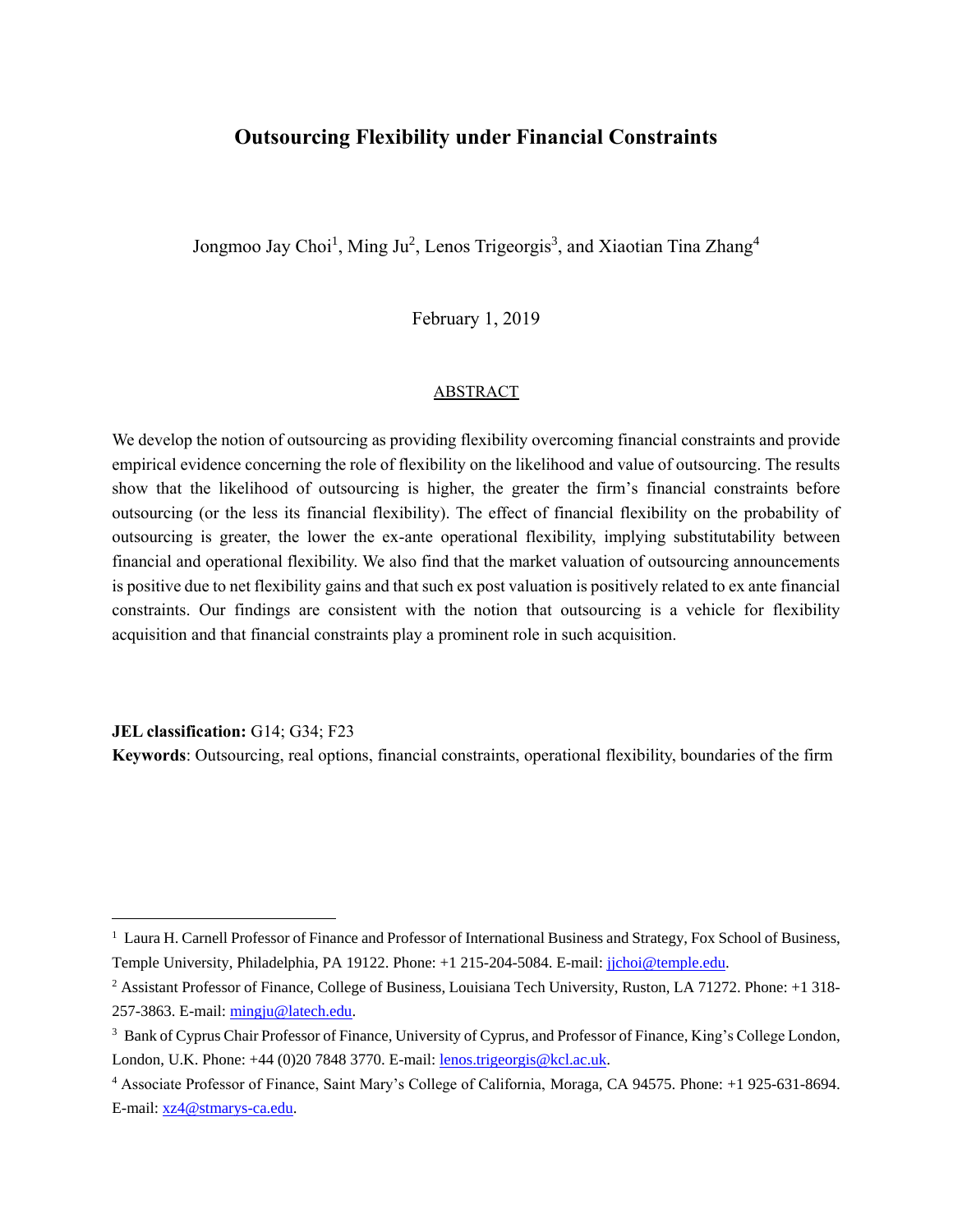# Outsourcing Flexibility under Financial Constraints

Jongmoo Jay Choi[1], Ming Ju[2], Lenos Trigeorgis[3], and Xiaotian Tina Zhang[4]

February 1, 2019

## ABSTRACT

We develop the notion of outsourcing as providing flexibility overcoming financial constraints and provide empirical evidence concerning the role of flexibility on the likelihood and value of outsourcing. The results show that the likelihood of outsourcing is higher, the greater the firm's financial constraints before outsourcing (or the less its financial flexibility). The effect of financial flexibility on the probability of outsourcing is greater, the lower the ex-ante operational flexibility, implying substitutability between financial and operational flexibility. We also find that the market valuation of outsourcing announcements is positive due to net flexibility gains and that such ex post valuation is positively related to ex ante financial constraints. Our findings are consistent with the notion that outsourcing is a vehicle for flexibility acquisition and that financial constraints play a prominent role in such acquisition.

**JEL classification:** G14; G34; F23

**Keywords**: Outsourcing, real options, financial constraints, operational flexibility, boundaries of the firm

---

[1] Laura H. Carnell Professor of Finance and Professor of International Business and Strategy, Fox School of Business, Temple University, Philadelphia, PA 19122. Phone: +1 215-204-5084. E-mail: jjchoi@temple.edu.

[2] Assistant Professor of Finance, College of Business, Louisiana Tech University, Ruston, LA 71272. Phone: +1 318-257-3863. E-mail: mingju@latech.edu.

[3] Bank of Cyprus Chair Professor of Finance, University of Cyprus, and Professor of Finance, King's College London, London, U.K. Phone: +44 (0)20 7848 3770. E-mail: lenos.trigeorgis@kcl.ac.uk.

[4] Associate Professor of Finance, Saint Mary's College of California, Moraga, CA 94575. Phone: +1 925-631-8694. E-mail: xz4@stmarys-ca.edu.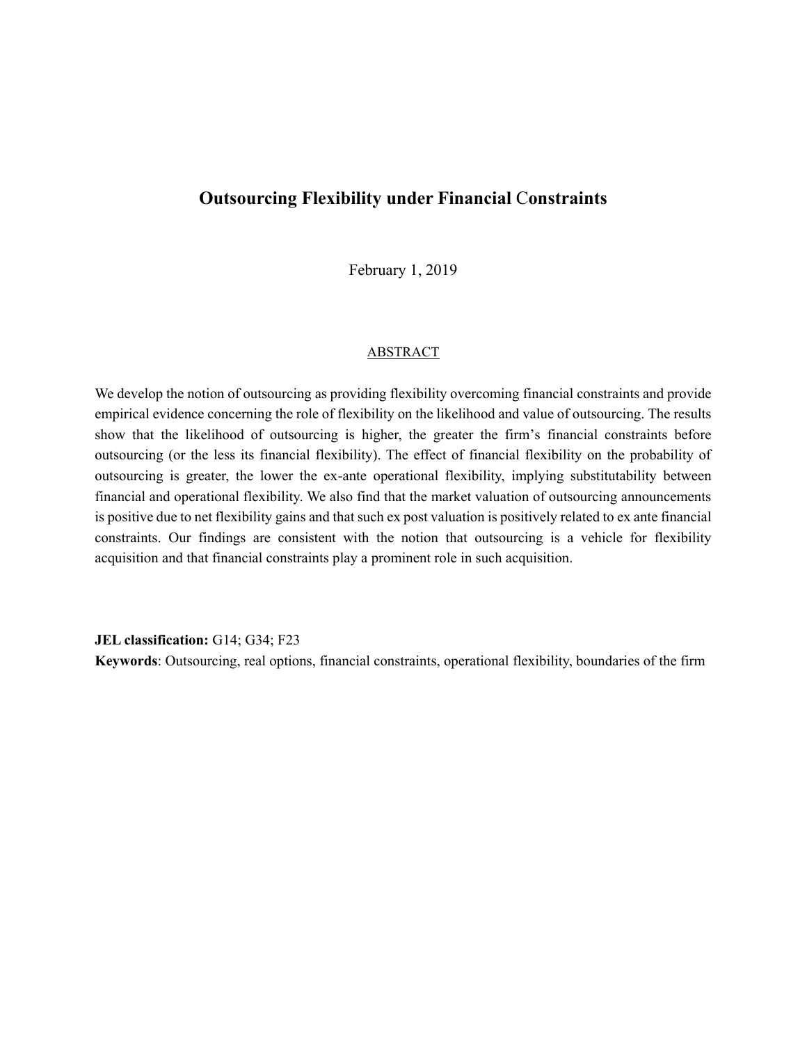# Outsourcing Flexibility under Financial Constraints

February 1, 2019

## ABSTRACT

We develop the notion of outsourcing as providing flexibility overcoming financial constraints and provide empirical evidence concerning the role of flexibility on the likelihood and value of outsourcing. The results show that the likelihood of outsourcing is higher, the greater the firm's financial constraints before outsourcing (or the less its financial flexibility). The effect of financial flexibility on the probability of outsourcing is greater, the lower the ex-ante operational flexibility, implying substitutability between financial and operational flexibility. We also find that the market valuation of outsourcing announcements is positive due to net flexibility gains and that such ex post valuation is positively related to ex ante financial constraints. Our findings are consistent with the notion that outsourcing is a vehicle for flexibility acquisition and that financial constraints play a prominent role in such acquisition.

**JEL classification:** G14; G34; F23

**Keywords**: Outsourcing, real options, financial constraints, operational flexibility, boundaries of the firm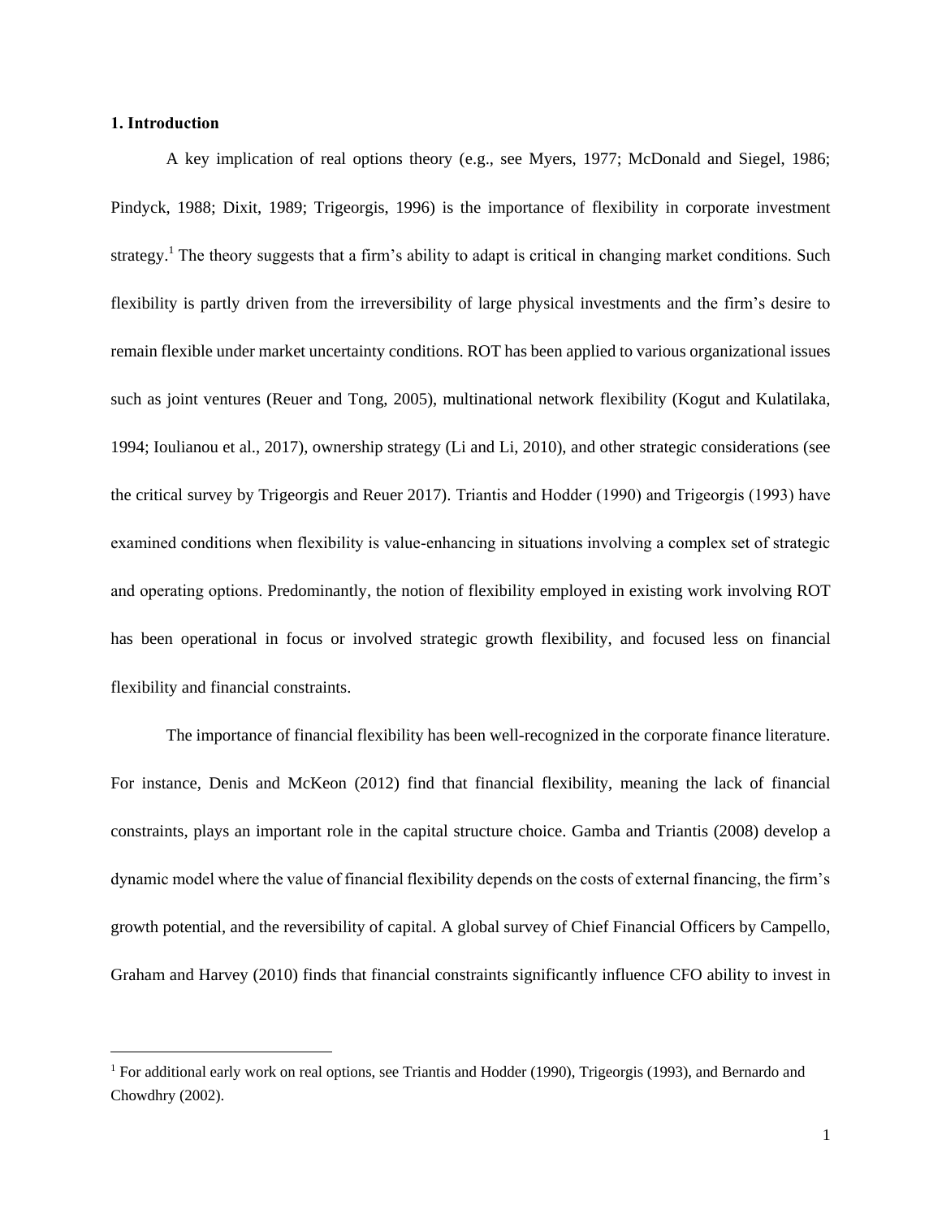## 1. Introduction

A key implication of real options theory (e.g., see Myers, 1977; McDonald and Siegel, 1986; Pindyck, 1988; Dixit, 1989; Trigeorgis, 1996) is the importance of flexibility in corporate investment strategy.[1] The theory suggests that a firm's ability to adapt is critical in changing market conditions. Such flexibility is partly driven from the irreversibility of large physical investments and the firm's desire to remain flexible under market uncertainty conditions. ROT has been applied to various organizational issues such as joint ventures (Reuer and Tong, 2005), multinational network flexibility (Kogut and Kulatilaka, 1994; Ioulianou et al., 2017), ownership strategy (Li and Li, 2010), and other strategic considerations (see the critical survey by Trigeorgis and Reuer 2017). Triantis and Hodder (1990) and Trigeorgis (1993) have examined conditions when flexibility is value-enhancing in situations involving a complex set of strategic and operating options. Predominantly, the notion of flexibility employed in existing work involving ROT has been operational in focus or involved strategic growth flexibility, and focused less on financial flexibility and financial constraints.

The importance of financial flexibility has been well-recognized in the corporate finance literature. For instance, Denis and McKeon (2012) find that financial flexibility, meaning the lack of financial constraints, plays an important role in the capital structure choice. Gamba and Triantis (2008) develop a dynamic model where the value of financial flexibility depends on the costs of external financing, the firm's growth potential, and the reversibility of capital. A global survey of Chief Financial Officers by Campello, Graham and Harvey (2010) finds that financial constraints significantly influence CFO ability to invest in

[1] For additional early work on real options, see Triantis and Hodder (1990), Trigeorgis (1993), and Bernardo and Chowdhry (2002).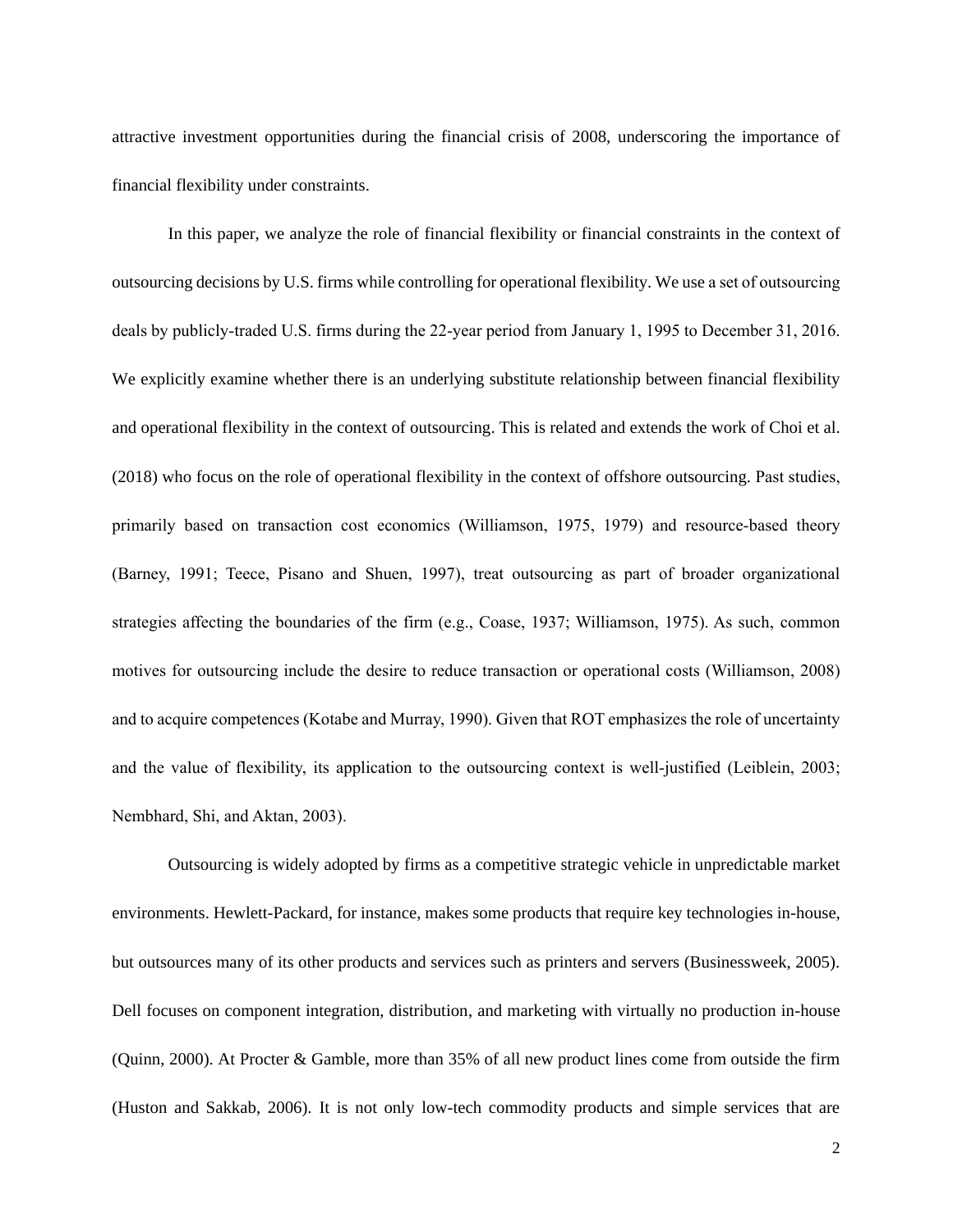attractive investment opportunities during the financial crisis of 2008, underscoring the importance of financial flexibility under constraints.

In this paper, we analyze the role of financial flexibility or financial constraints in the context of outsourcing decisions by U.S. firms while controlling for operational flexibility. We use a set of outsourcing deals by publicly-traded U.S. firms during the 22-year period from January 1, 1995 to December 31, 2016. We explicitly examine whether there is an underlying substitute relationship between financial flexibility and operational flexibility in the context of outsourcing. This is related and extends the work of Choi et al. (2018) who focus on the role of operational flexibility in the context of offshore outsourcing. Past studies, primarily based on transaction cost economics (Williamson, 1975, 1979) and resource-based theory (Barney, 1991; Teece, Pisano and Shuen, 1997), treat outsourcing as part of broader organizational strategies affecting the boundaries of the firm (e.g., Coase, 1937; Williamson, 1975). As such, common motives for outsourcing include the desire to reduce transaction or operational costs (Williamson, 2008) and to acquire competences (Kotabe and Murray, 1990). Given that ROT emphasizes the role of uncertainty and the value of flexibility, its application to the outsourcing context is well-justified (Leiblein, 2003; Nembhard, Shi, and Aktan, 2003).

Outsourcing is widely adopted by firms as a competitive strategic vehicle in unpredictable market environments. Hewlett-Packard, for instance, makes some products that require key technologies in-house, but outsources many of its other products and services such as printers and servers (Businessweek, 2005). Dell focuses on component integration, distribution, and marketing with virtually no production in-house (Quinn, 2000). At Procter & Gamble, more than 35% of all new product lines come from outside the firm (Huston and Sakkab, 2006). It is not only low-tech commodity products and simple services that are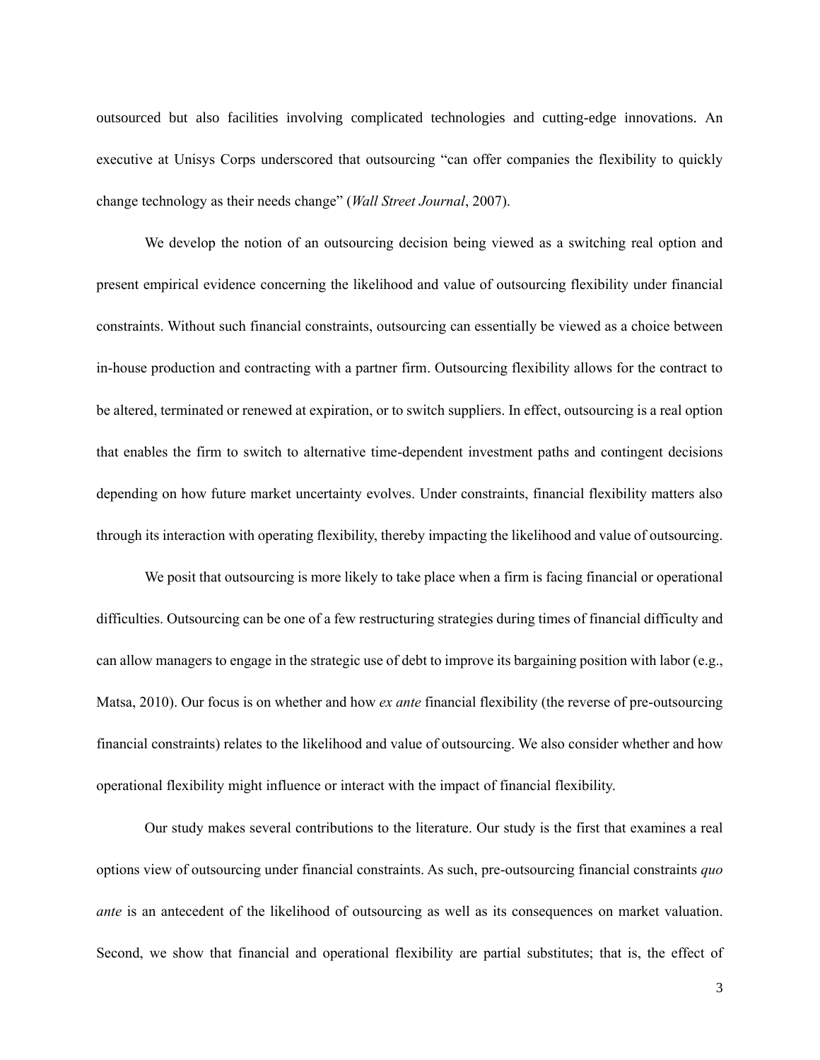outsourced but also facilities involving complicated technologies and cutting-edge innovations. An executive at Unisys Corps underscored that outsourcing "can offer companies the flexibility to quickly change technology as their needs change" (*Wall Street Journal*, 2007).

We develop the notion of an outsourcing decision being viewed as a switching real option and present empirical evidence concerning the likelihood and value of outsourcing flexibility under financial constraints. Without such financial constraints, outsourcing can essentially be viewed as a choice between in-house production and contracting with a partner firm. Outsourcing flexibility allows for the contract to be altered, terminated or renewed at expiration, or to switch suppliers. In effect, outsourcing is a real option that enables the firm to switch to alternative time-dependent investment paths and contingent decisions depending on how future market uncertainty evolves. Under constraints, financial flexibility matters also through its interaction with operating flexibility, thereby impacting the likelihood and value of outsourcing.

We posit that outsourcing is more likely to take place when a firm is facing financial or operational difficulties. Outsourcing can be one of a few restructuring strategies during times of financial difficulty and can allow managers to engage in the strategic use of debt to improve its bargaining position with labor (e.g., Matsa, 2010). Our focus is on whether and how *ex ante* financial flexibility (the reverse of pre-outsourcing financial constraints) relates to the likelihood and value of outsourcing. We also consider whether and how operational flexibility might influence or interact with the impact of financial flexibility.

Our study makes several contributions to the literature. Our study is the first that examines a real options view of outsourcing under financial constraints. As such, pre-outsourcing financial constraints *quo ante* is an antecedent of the likelihood of outsourcing as well as its consequences on market valuation. Second, we show that financial and operational flexibility are partial substitutes; that is, the effect of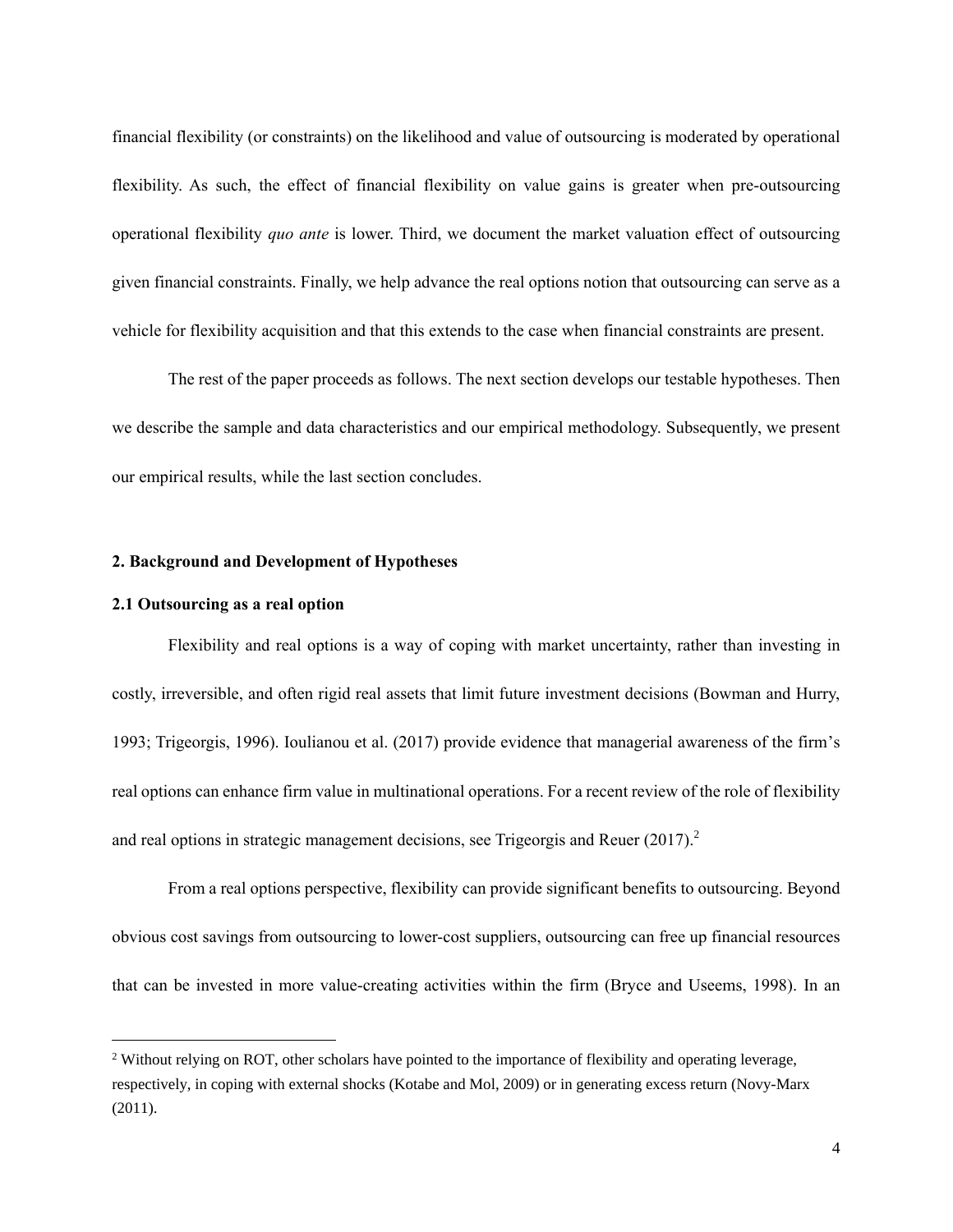financial flexibility (or constraints) on the likelihood and value of outsourcing is moderated by operational flexibility. As such, the effect of financial flexibility on value gains is greater when pre-outsourcing operational flexibility *quo ante* is lower. Third, we document the market valuation effect of outsourcing given financial constraints. Finally, we help advance the real options notion that outsourcing can serve as a vehicle for flexibility acquisition and that this extends to the case when financial constraints are present.

The rest of the paper proceeds as follows. The next section develops our testable hypotheses. Then we describe the sample and data characteristics and our empirical methodology. Subsequently, we present our empirical results, while the last section concludes.

## 2. Background and Development of Hypotheses

### 2.1 Outsourcing as a real option

Flexibility and real options is a way of coping with market uncertainty, rather than investing in costly, irreversible, and often rigid real assets that limit future investment decisions (Bowman and Hurry, 1993; Trigeorgis, 1996). Ioulianou et al. (2017) provide evidence that managerial awareness of the firm's real options can enhance firm value in multinational operations. For a recent review of the role of flexibility and real options in strategic management decisions, see Trigeorgis and Reuer (2017).[2]

From a real options perspective, flexibility can provide significant benefits to outsourcing. Beyond obvious cost savings from outsourcing to lower-cost suppliers, outsourcing can free up financial resources that can be invested in more value-creating activities within the firm (Bryce and Useems, 1998). In an

[2] Without relying on ROT, other scholars have pointed to the importance of flexibility and operating leverage, respectively, in coping with external shocks (Kotabe and Mol, 2009) or in generating excess return (Novy-Marx (2011).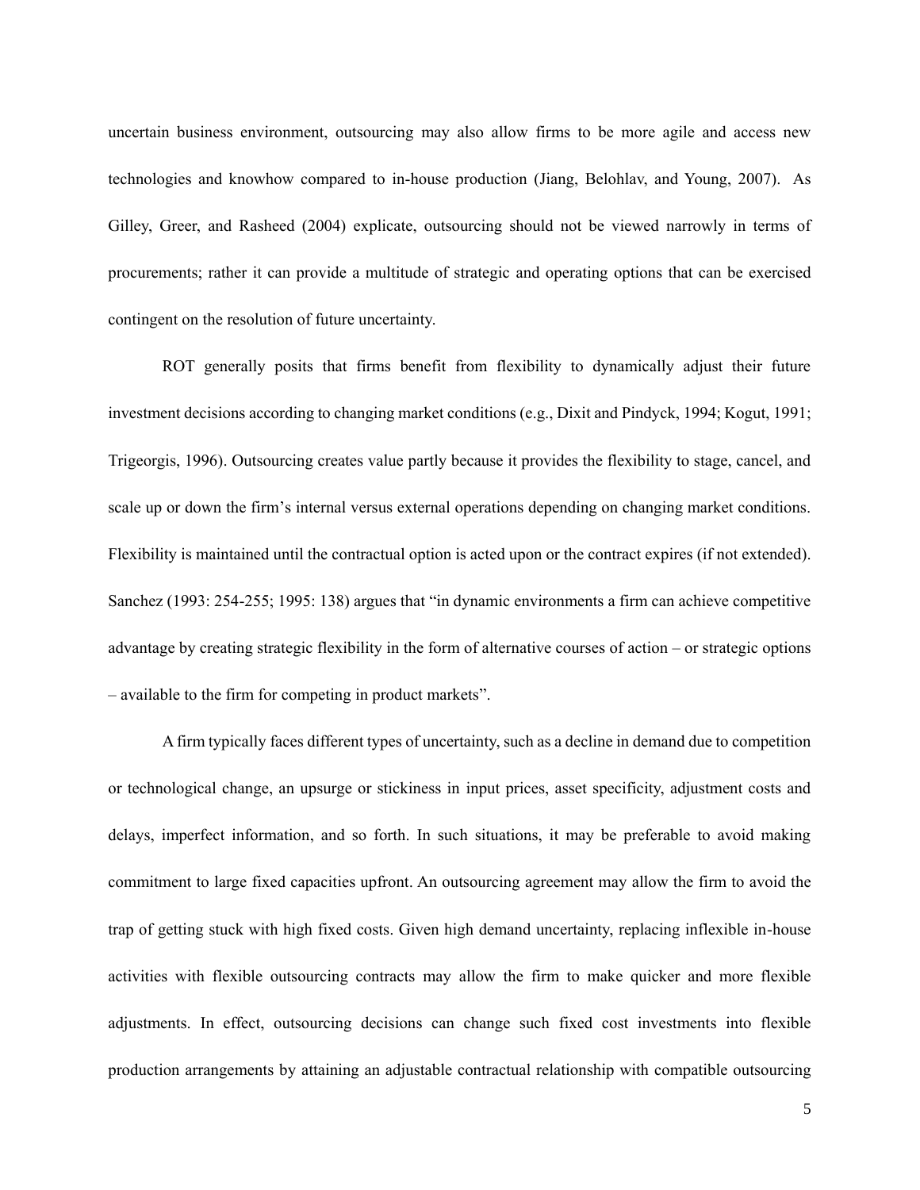uncertain business environment, outsourcing may also allow firms to be more agile and access new technologies and knowhow compared to in-house production (Jiang, Belohlav, and Young, 2007). As Gilley, Greer, and Rasheed (2004) explicate, outsourcing should not be viewed narrowly in terms of procurements; rather it can provide a multitude of strategic and operating options that can be exercised contingent on the resolution of future uncertainty.

ROT generally posits that firms benefit from flexibility to dynamically adjust their future investment decisions according to changing market conditions (e.g., Dixit and Pindyck, 1994; Kogut, 1991; Trigeorgis, 1996). Outsourcing creates value partly because it provides the flexibility to stage, cancel, and scale up or down the firm's internal versus external operations depending on changing market conditions. Flexibility is maintained until the contractual option is acted upon or the contract expires (if not extended). Sanchez (1993: 254-255; 1995: 138) argues that "in dynamic environments a firm can achieve competitive advantage by creating strategic flexibility in the form of alternative courses of action – or strategic options – available to the firm for competing in product markets".

A firm typically faces different types of uncertainty, such as a decline in demand due to competition or technological change, an upsurge or stickiness in input prices, asset specificity, adjustment costs and delays, imperfect information, and so forth. In such situations, it may be preferable to avoid making commitment to large fixed capacities upfront. An outsourcing agreement may allow the firm to avoid the trap of getting stuck with high fixed costs. Given high demand uncertainty, replacing inflexible in-house activities with flexible outsourcing contracts may allow the firm to make quicker and more flexible adjustments. In effect, outsourcing decisions can change such fixed cost investments into flexible production arrangements by attaining an adjustable contractual relationship with compatible outsourcing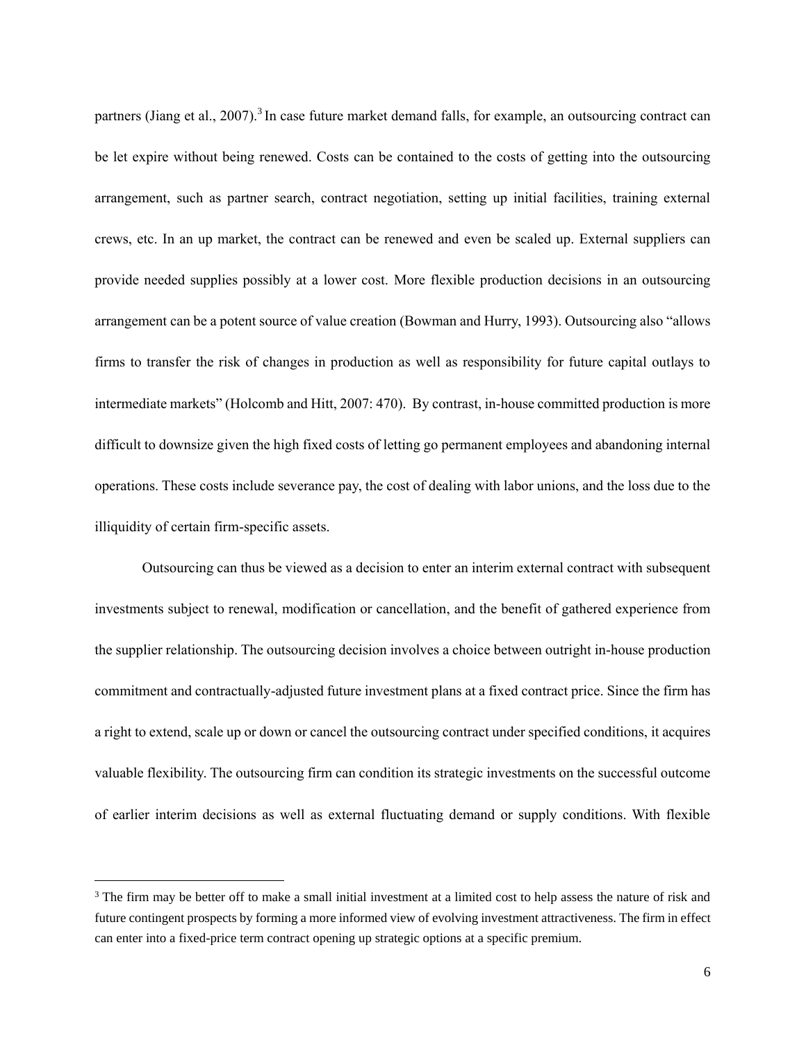partners (Jiang et al., 2007).[3] In case future market demand falls, for example, an outsourcing contract can be let expire without being renewed. Costs can be contained to the costs of getting into the outsourcing arrangement, such as partner search, contract negotiation, setting up initial facilities, training external crews, etc. In an up market, the contract can be renewed and even be scaled up. External suppliers can provide needed supplies possibly at a lower cost. More flexible production decisions in an outsourcing arrangement can be a potent source of value creation (Bowman and Hurry, 1993). Outsourcing also "allows firms to transfer the risk of changes in production as well as responsibility for future capital outlays to intermediate markets" (Holcomb and Hitt, 2007: 470). By contrast, in-house committed production is more difficult to downsize given the high fixed costs of letting go permanent employees and abandoning internal operations. These costs include severance pay, the cost of dealing with labor unions, and the loss due to the illiquidity of certain firm-specific assets.

Outsourcing can thus be viewed as a decision to enter an interim external contract with subsequent investments subject to renewal, modification or cancellation, and the benefit of gathered experience from the supplier relationship. The outsourcing decision involves a choice between outright in-house production commitment and contractually-adjusted future investment plans at a fixed contract price. Since the firm has a right to extend, scale up or down or cancel the outsourcing contract under specified conditions, it acquires valuable flexibility. The outsourcing firm can condition its strategic investments on the successful outcome of earlier interim decisions as well as external fluctuating demand or supply conditions. With flexible

[3] The firm may be better off to make a small initial investment at a limited cost to help assess the nature of risk and future contingent prospects by forming a more informed view of evolving investment attractiveness. The firm in effect can enter into a fixed-price term contract opening up strategic options at a specific premium.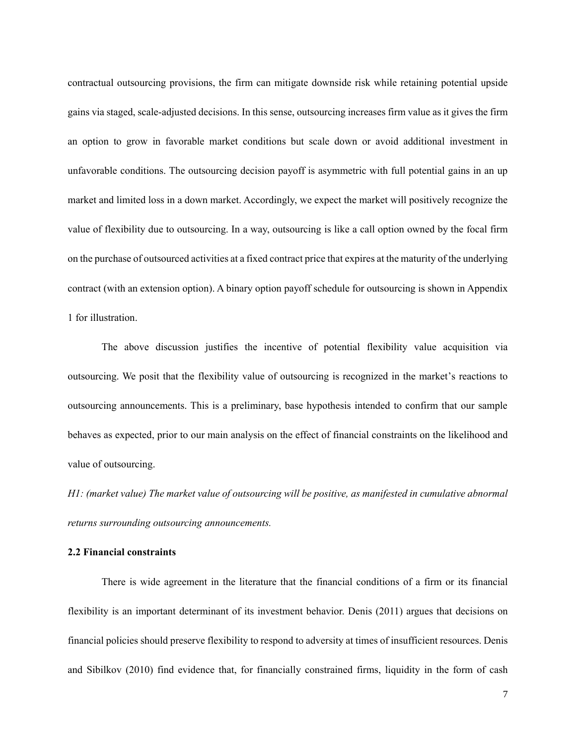contractual outsourcing provisions, the firm can mitigate downside risk while retaining potential upside gains via staged, scale-adjusted decisions. In this sense, outsourcing increases firm value as it gives the firm an option to grow in favorable market conditions but scale down or avoid additional investment in unfavorable conditions. The outsourcing decision payoff is asymmetric with full potential gains in an up market and limited loss in a down market. Accordingly, we expect the market will positively recognize the value of flexibility due to outsourcing. In a way, outsourcing is like a call option owned by the focal firm on the purchase of outsourced activities at a fixed contract price that expires at the maturity of the underlying contract (with an extension option). A binary option payoff schedule for outsourcing is shown in Appendix 1 for illustration.

The above discussion justifies the incentive of potential flexibility value acquisition via outsourcing. We posit that the flexibility value of outsourcing is recognized in the market's reactions to outsourcing announcements. This is a preliminary, base hypothesis intended to confirm that our sample behaves as expected, prior to our main analysis on the effect of financial constraints on the likelihood and value of outsourcing.

*H1: (market value) The market value of outsourcing will be positive, as manifested in cumulative abnormal returns surrounding outsourcing announcements.*

### 2.2 Financial constraints

There is wide agreement in the literature that the financial conditions of a firm or its financial flexibility is an important determinant of its investment behavior. Denis (2011) argues that decisions on financial policies should preserve flexibility to respond to adversity at times of insufficient resources. Denis and Sibilkov (2010) find evidence that, for financially constrained firms, liquidity in the form of cash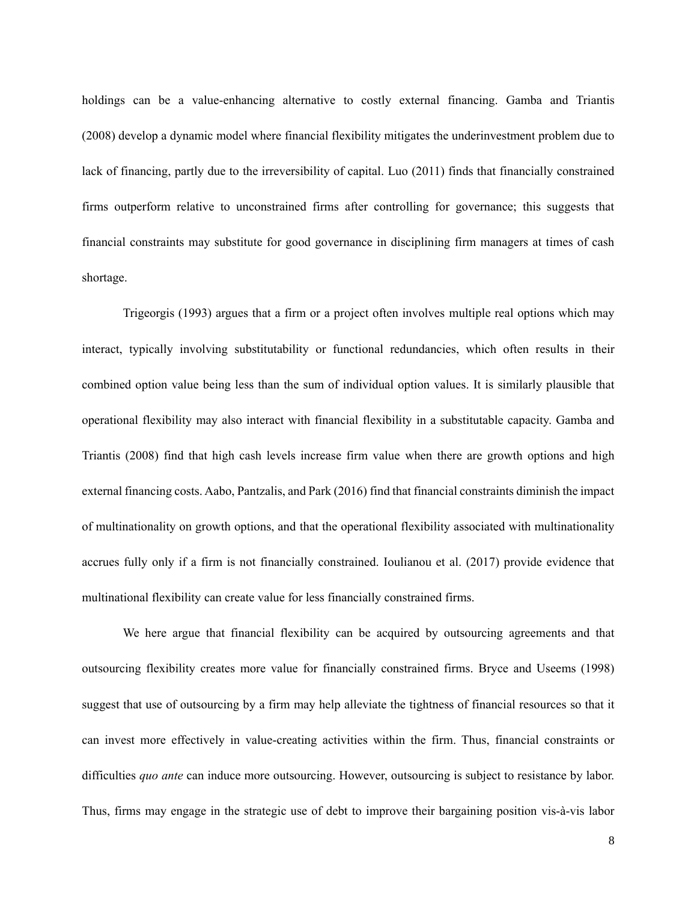holdings can be a value-enhancing alternative to costly external financing. Gamba and Triantis (2008) develop a dynamic model where financial flexibility mitigates the underinvestment problem due to lack of financing, partly due to the irreversibility of capital. Luo (2011) finds that financially constrained firms outperform relative to unconstrained firms after controlling for governance; this suggests that financial constraints may substitute for good governance in disciplining firm managers at times of cash shortage.

Trigeorgis (1993) argues that a firm or a project often involves multiple real options which may interact, typically involving substitutability or functional redundancies, which often results in their combined option value being less than the sum of individual option values. It is similarly plausible that operational flexibility may also interact with financial flexibility in a substitutable capacity. Gamba and Triantis (2008) find that high cash levels increase firm value when there are growth options and high external financing costs. Aabo, Pantzalis, and Park (2016) find that financial constraints diminish the impact of multinationality on growth options, and that the operational flexibility associated with multinationality accrues fully only if a firm is not financially constrained. Ioulianou et al. (2017) provide evidence that multinational flexibility can create value for less financially constrained firms.

We here argue that financial flexibility can be acquired by outsourcing agreements and that outsourcing flexibility creates more value for financially constrained firms. Bryce and Useems (1998) suggest that use of outsourcing by a firm may help alleviate the tightness of financial resources so that it can invest more effectively in value-creating activities within the firm. Thus, financial constraints or difficulties *quo ante* can induce more outsourcing. However, outsourcing is subject to resistance by labor. Thus, firms may engage in the strategic use of debt to improve their bargaining position vis-à-vis labor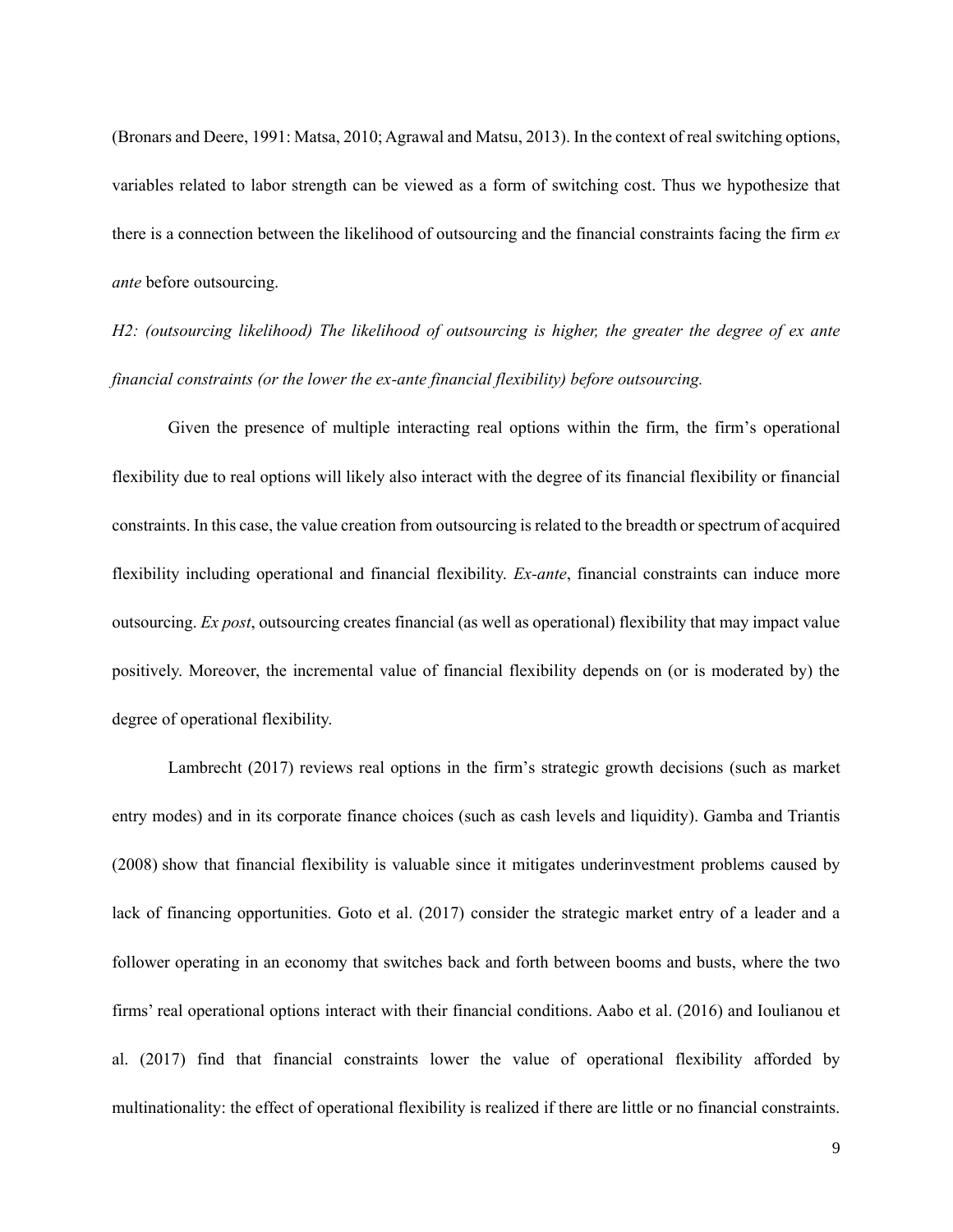(Bronars and Deere, 1991: Matsa, 2010; Agrawal and Matsu, 2013). In the context of real switching options, variables related to labor strength can be viewed as a form of switching cost. Thus we hypothesize that there is a connection between the likelihood of outsourcing and the financial constraints facing the firm *ex ante* before outsourcing.

*H2: (outsourcing likelihood) The likelihood of outsourcing is higher, the greater the degree of ex ante financial constraints (or the lower the ex-ante financial flexibility) before outsourcing.*

Given the presence of multiple interacting real options within the firm, the firm's operational flexibility due to real options will likely also interact with the degree of its financial flexibility or financial constraints. In this case, the value creation from outsourcing is related to the breadth or spectrum of acquired flexibility including operational and financial flexibility. *Ex-ante*, financial constraints can induce more outsourcing. *Ex post*, outsourcing creates financial (as well as operational) flexibility that may impact value positively. Moreover, the incremental value of financial flexibility depends on (or is moderated by) the degree of operational flexibility.

Lambrecht (2017) reviews real options in the firm's strategic growth decisions (such as market entry modes) and in its corporate finance choices (such as cash levels and liquidity). Gamba and Triantis (2008) show that financial flexibility is valuable since it mitigates underinvestment problems caused by lack of financing opportunities. Goto et al. (2017) consider the strategic market entry of a leader and a follower operating in an economy that switches back and forth between booms and busts, where the two firms' real operational options interact with their financial conditions. Aabo et al. (2016) and Ioulianou et al. (2017) find that financial constraints lower the value of operational flexibility afforded by multinationality: the effect of operational flexibility is realized if there are little or no financial constraints.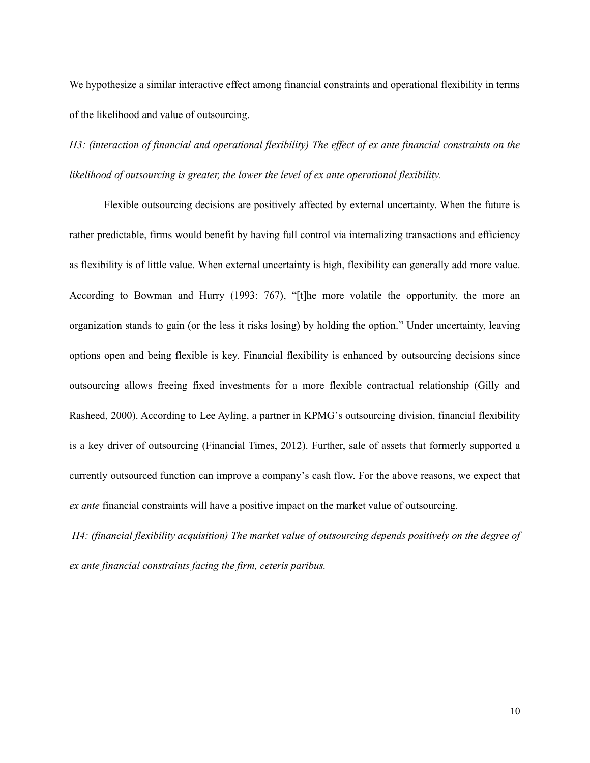We hypothesize a similar interactive effect among financial constraints and operational flexibility in terms of the likelihood and value of outsourcing.

*H3: (interaction of financial and operational flexibility) The effect of ex ante financial constraints on the likelihood of outsourcing is greater, the lower the level of ex ante operational flexibility.*

Flexible outsourcing decisions are positively affected by external uncertainty. When the future is rather predictable, firms would benefit by having full control via internalizing transactions and efficiency as flexibility is of little value. When external uncertainty is high, flexibility can generally add more value. According to Bowman and Hurry (1993: 767), "[t]he more volatile the opportunity, the more an organization stands to gain (or the less it risks losing) by holding the option." Under uncertainty, leaving options open and being flexible is key. Financial flexibility is enhanced by outsourcing decisions since outsourcing allows freeing fixed investments for a more flexible contractual relationship (Gilly and Rasheed, 2000). According to Lee Ayling, a partner in KPMG's outsourcing division, financial flexibility is a key driver of outsourcing (Financial Times, 2012). Further, sale of assets that formerly supported a currently outsourced function can improve a company's cash flow. For the above reasons, we expect that *ex ante* financial constraints will have a positive impact on the market value of outsourcing.

*H4: (financial flexibility acquisition) The market value of outsourcing depends positively on the degree of ex ante financial constraints facing the firm, ceteris paribus.*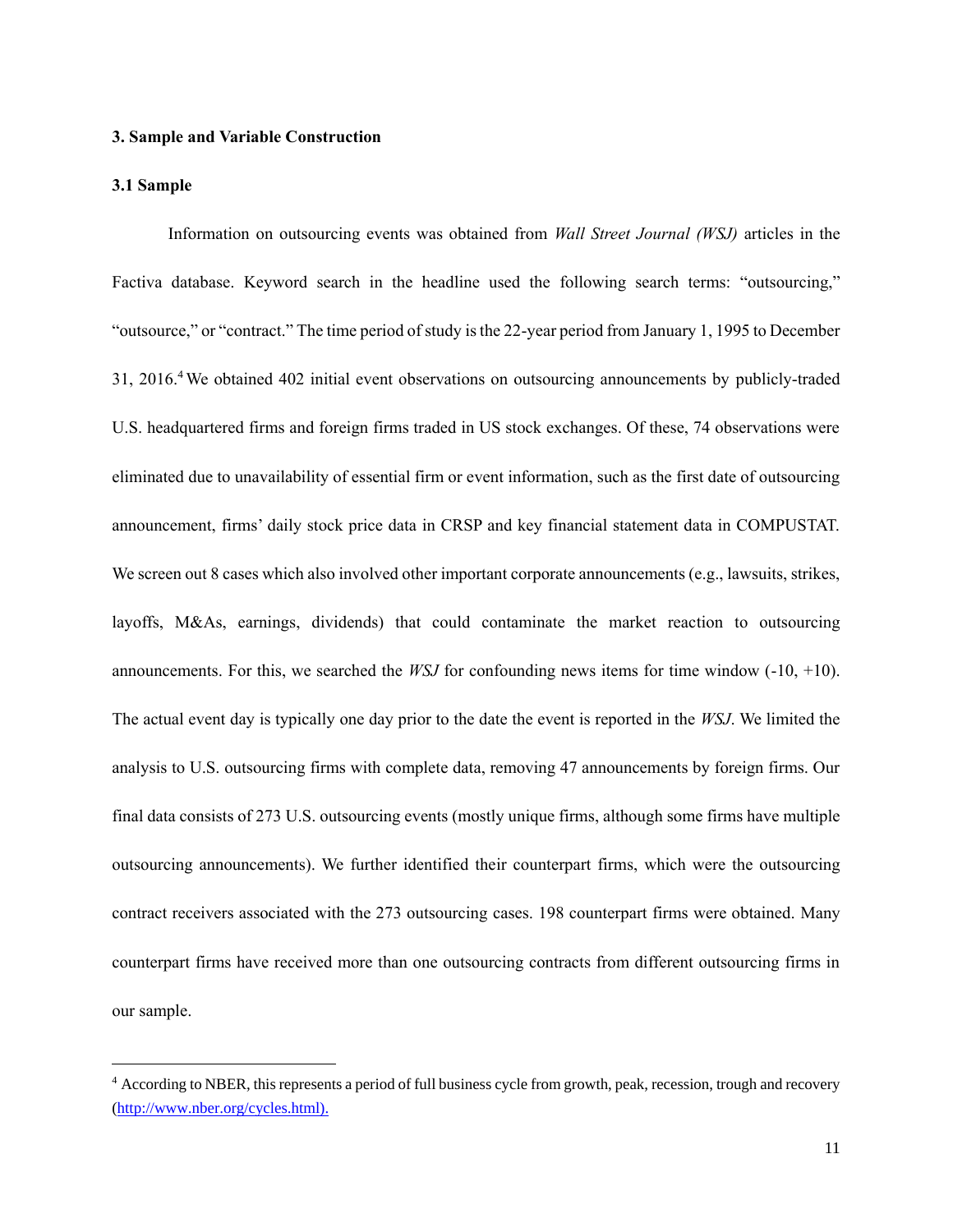## 3. Sample and Variable Construction

### 3.1 Sample

Information on outsourcing events was obtained from *Wall Street Journal (WSJ)* articles in the Factiva database. Keyword search in the headline used the following search terms: "outsourcing," "outsource," or "contract." The time period of study is the 22-year period from January 1, 1995 to December 31, 2016.[4] We obtained 402 initial event observations on outsourcing announcements by publicly-traded U.S. headquartered firms and foreign firms traded in US stock exchanges. Of these, 74 observations were eliminated due to unavailability of essential firm or event information, such as the first date of outsourcing announcement, firms' daily stock price data in CRSP and key financial statement data in COMPUSTAT. We screen out 8 cases which also involved other important corporate announcements (e.g., lawsuits, strikes, layoffs, M&As, earnings, dividends) that could contaminate the market reaction to outsourcing announcements. For this, we searched the *WSJ* for confounding news items for time window (-10, +10). The actual event day is typically one day prior to the date the event is reported in the *WSJ*. We limited the analysis to U.S. outsourcing firms with complete data, removing 47 announcements by foreign firms. Our final data consists of 273 U.S. outsourcing events (mostly unique firms, although some firms have multiple outsourcing announcements). We further identified their counterpart firms, which were the outsourcing contract receivers associated with the 273 outsourcing cases. 198 counterpart firms were obtained. Many counterpart firms have received more than one outsourcing contracts from different outsourcing firms in our sample.

[4] According to NBER, this represents a period of full business cycle from growth, peak, recession, trough and recovery (http://www.nber.org/cycles.html).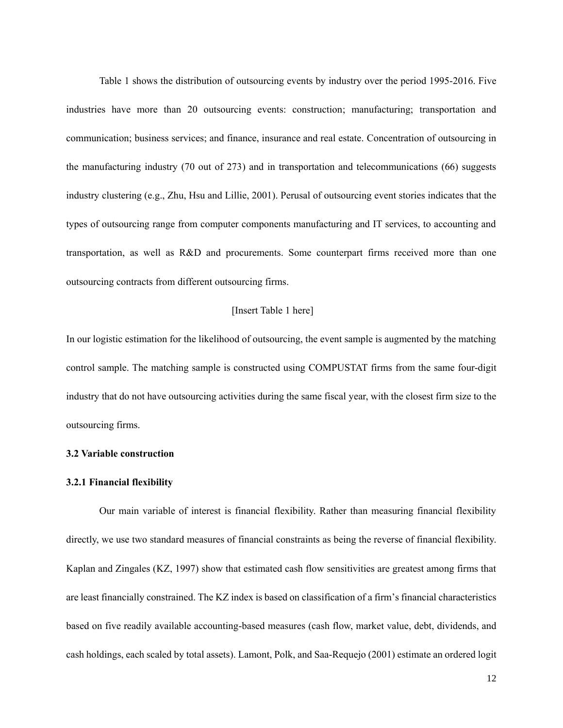Table 1 shows the distribution of outsourcing events by industry over the period 1995-2016. Five industries have more than 20 outsourcing events: construction; manufacturing; transportation and communication; business services; and finance, insurance and real estate. Concentration of outsourcing in the manufacturing industry (70 out of 273) and in transportation and telecommunications (66) suggests industry clustering (e.g., Zhu, Hsu and Lillie, 2001). Perusal of outsourcing event stories indicates that the types of outsourcing range from computer components manufacturing and IT services, to accounting and transportation, as well as R&D and procurements. Some counterpart firms received more than one outsourcing contracts from different outsourcing firms.

[Insert Table 1 here]

In our logistic estimation for the likelihood of outsourcing, the event sample is augmented by the matching control sample. The matching sample is constructed using COMPUSTAT firms from the same four-digit industry that do not have outsourcing activities during the same fiscal year, with the closest firm size to the outsourcing firms.

### 3.2 Variable construction

#### 3.2.1 Financial flexibility

Our main variable of interest is financial flexibility. Rather than measuring financial flexibility directly, we use two standard measures of financial constraints as being the reverse of financial flexibility. Kaplan and Zingales (KZ, 1997) show that estimated cash flow sensitivities are greatest among firms that are least financially constrained. The KZ index is based on classification of a firm's financial characteristics based on five readily available accounting-based measures (cash flow, market value, debt, dividends, and cash holdings, each scaled by total assets). Lamont, Polk, and Saa-Requejo (2001) estimate an ordered logit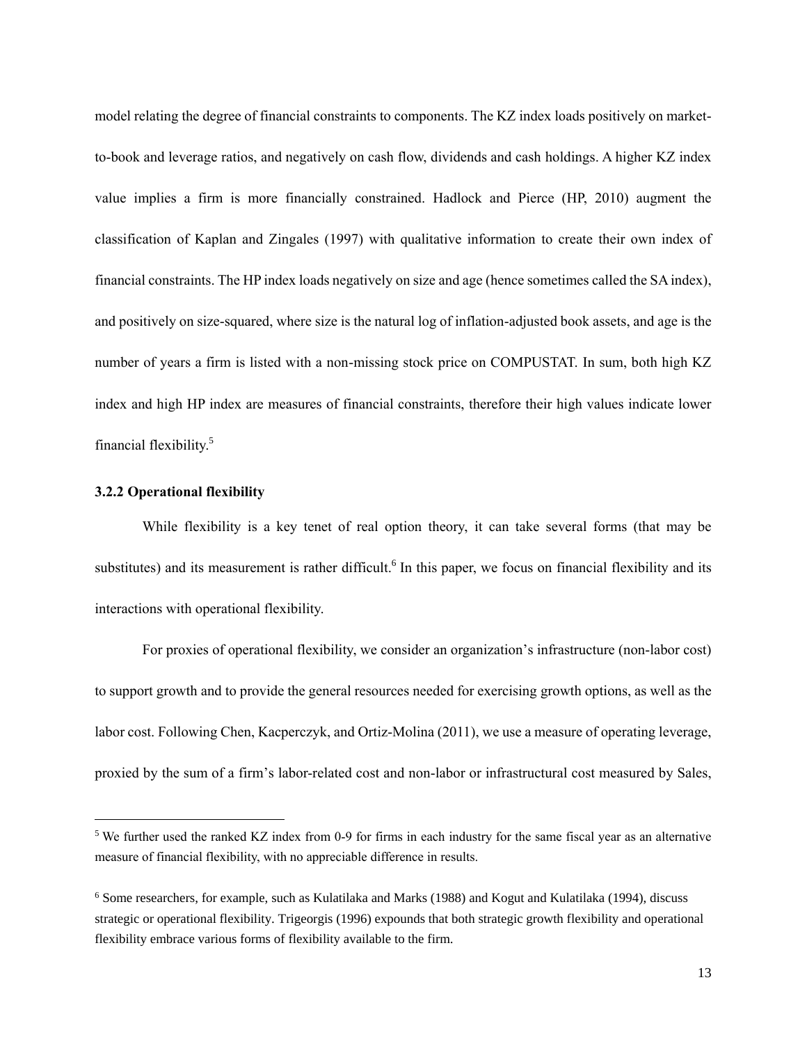model relating the degree of financial constraints to components. The KZ index loads positively on market-to-book and leverage ratios, and negatively on cash flow, dividends and cash holdings. A higher KZ index value implies a firm is more financially constrained. Hadlock and Pierce (HP, 2010) augment the classification of Kaplan and Zingales (1997) with qualitative information to create their own index of financial constraints. The HP index loads negatively on size and age (hence sometimes called the SA index), and positively on size-squared, where size is the natural log of inflation-adjusted book assets, and age is the number of years a firm is listed with a non-missing stock price on COMPUSTAT. In sum, both high KZ index and high HP index are measures of financial constraints, therefore their high values indicate lower financial flexibility.[5]

### 3.2.2 Operational flexibility

While flexibility is a key tenet of real option theory, it can take several forms (that may be substitutes) and its measurement is rather difficult.[6] In this paper, we focus on financial flexibility and its interactions with operational flexibility.

For proxies of operational flexibility, we consider an organization's infrastructure (non-labor cost) to support growth and to provide the general resources needed for exercising growth options, as well as the labor cost. Following Chen, Kacperczyk, and Ortiz-Molina (2011), we use a measure of operating leverage, proxied by the sum of a firm's labor-related cost and non-labor or infrastructural cost measured by Sales,

---

[5] We further used the ranked KZ index from 0-9 for firms in each industry for the same fiscal year as an alternative measure of financial flexibility, with no appreciable difference in results.

[6] Some researchers, for example, such as Kulatilaka and Marks (1988) and Kogut and Kulatilaka (1994), discuss strategic or operational flexibility. Trigeorgis (1996) expounds that both strategic growth flexibility and operational flexibility embrace various forms of flexibility available to the firm.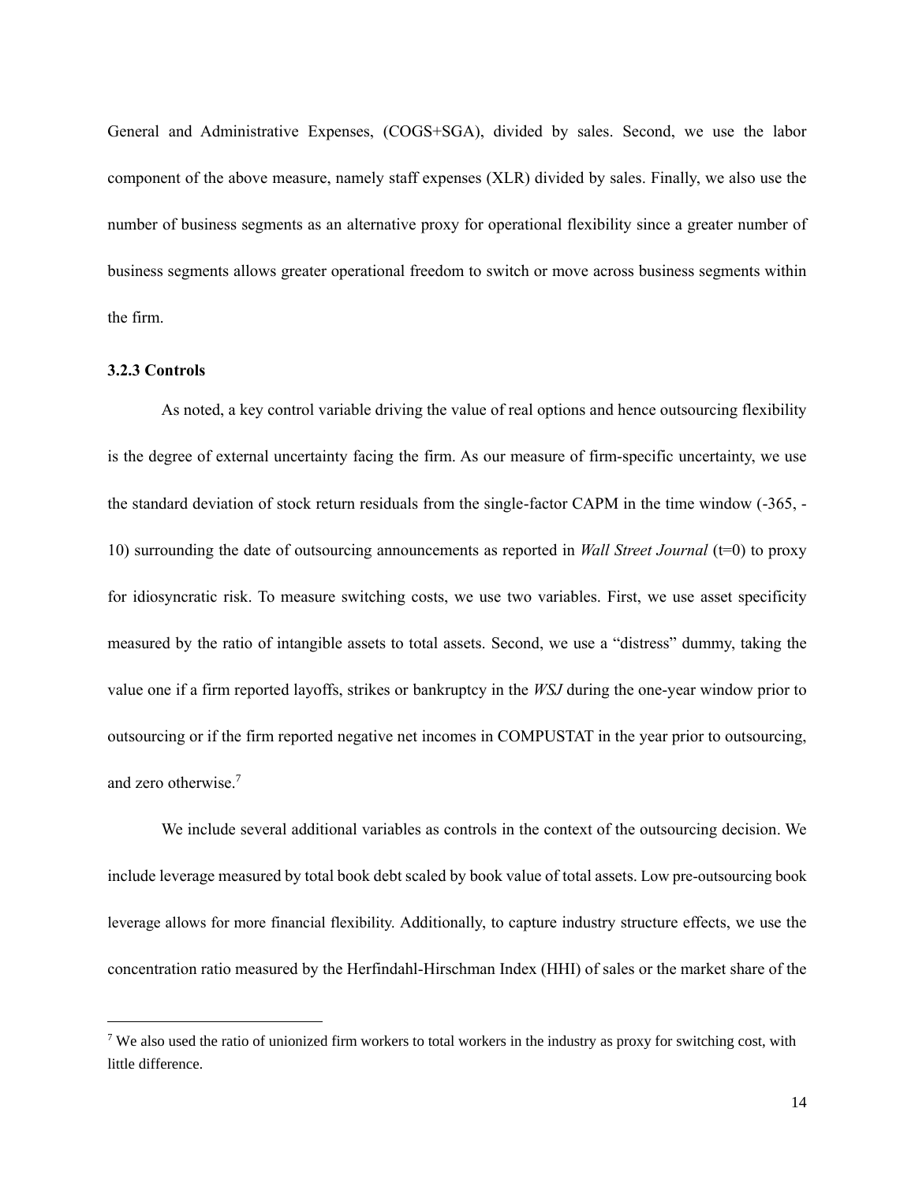General and Administrative Expenses, (COGS+SGA), divided by sales. Second, we use the labor component of the above measure, namely staff expenses (XLR) divided by sales. Finally, we also use the number of business segments as an alternative proxy for operational flexibility since a greater number of business segments allows greater operational freedom to switch or move across business segments within the firm.

### 3.2.3 Controls

As noted, a key control variable driving the value of real options and hence outsourcing flexibility is the degree of external uncertainty facing the firm. As our measure of firm-specific uncertainty, we use the standard deviation of stock return residuals from the single-factor CAPM in the time window (-365, -10) surrounding the date of outsourcing announcements as reported in *Wall Street Journal* (t=0) to proxy for idiosyncratic risk. To measure switching costs, we use two variables. First, we use asset specificity measured by the ratio of intangible assets to total assets. Second, we use a "distress" dummy, taking the value one if a firm reported layoffs, strikes or bankruptcy in the *WSJ* during the one-year window prior to outsourcing or if the firm reported negative net incomes in COMPUSTAT in the year prior to outsourcing, and zero otherwise.[7]

We include several additional variables as controls in the context of the outsourcing decision. We include leverage measured by total book debt scaled by book value of total assets. Low pre-outsourcing book leverage allows for more financial flexibility. Additionally, to capture industry structure effects, we use the concentration ratio measured by the Herfindahl-Hirschman Index (HHI) of sales or the market share of the

[7] We also used the ratio of unionized firm workers to total workers in the industry as proxy for switching cost, with little difference.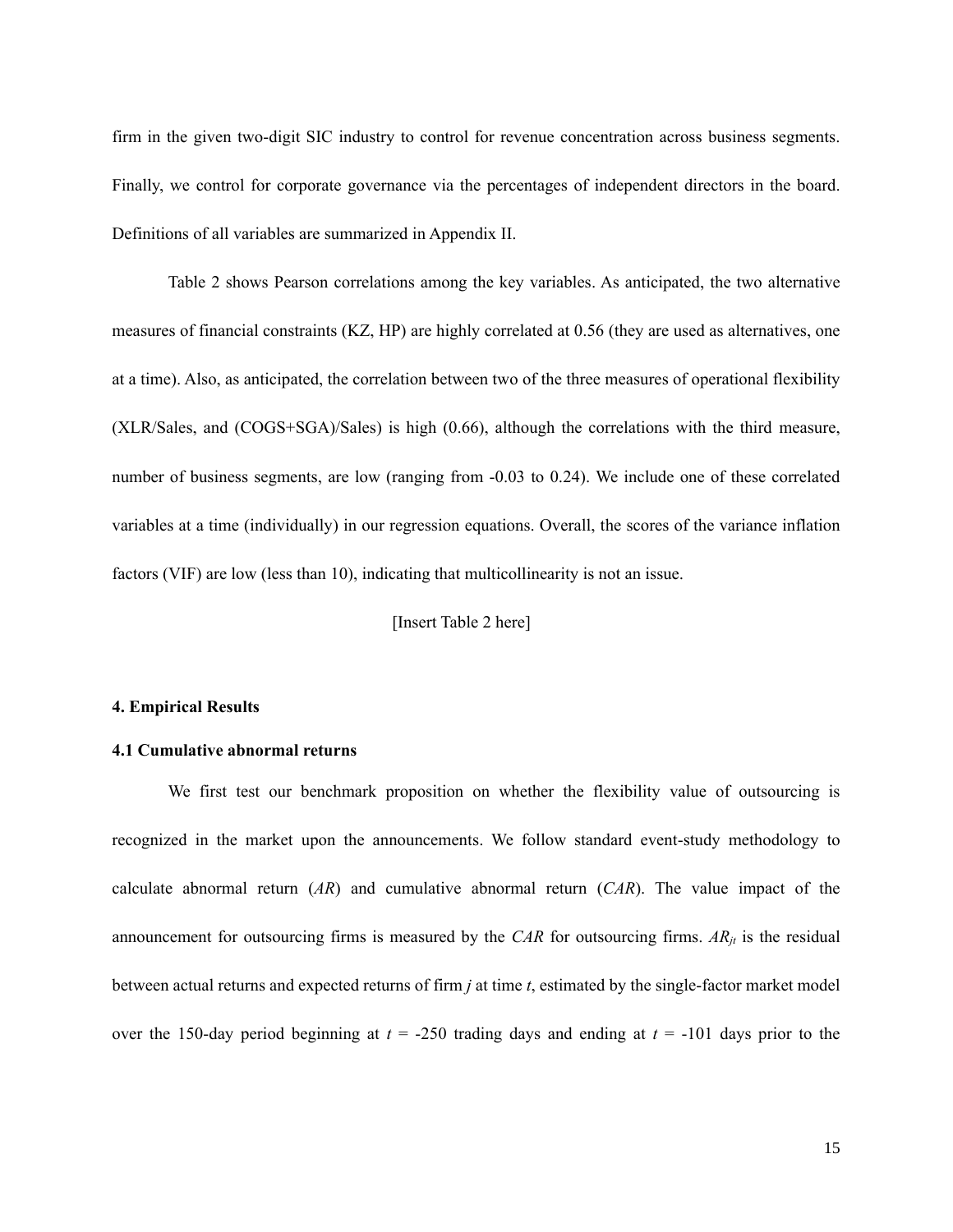firm in the given two-digit SIC industry to control for revenue concentration across business segments. Finally, we control for corporate governance via the percentages of independent directors in the board. Definitions of all variables are summarized in Appendix II.

Table 2 shows Pearson correlations among the key variables. As anticipated, the two alternative measures of financial constraints (KZ, HP) are highly correlated at 0.56 (they are used as alternatives, one at a time). Also, as anticipated, the correlation between two of the three measures of operational flexibility (XLR/Sales, and (COGS+SGA)/Sales) is high (0.66), although the correlations with the third measure, number of business segments, are low (ranging from -0.03 to 0.24). We include one of these correlated variables at a time (individually) in our regression equations. Overall, the scores of the variance inflation factors (VIF) are low (less than 10), indicating that multicollinearity is not an issue.

[Insert Table 2 here]

## 4. Empirical Results

### 4.1 Cumulative abnormal returns

We first test our benchmark proposition on whether the flexibility value of outsourcing is recognized in the market upon the announcements. We follow standard event-study methodology to calculate abnormal return (*AR*) and cumulative abnormal return (*CAR*). The value impact of the announcement for outsourcing firms is measured by the *CAR* for outsourcing firms. $AR_{jt}$ is the residual between actual returns and expected returns of firm $j$ at time $t$, estimated by the single-factor market model over the 150-day period beginning at $t$ = -250 trading days and ending at $t$ = -101 days prior to the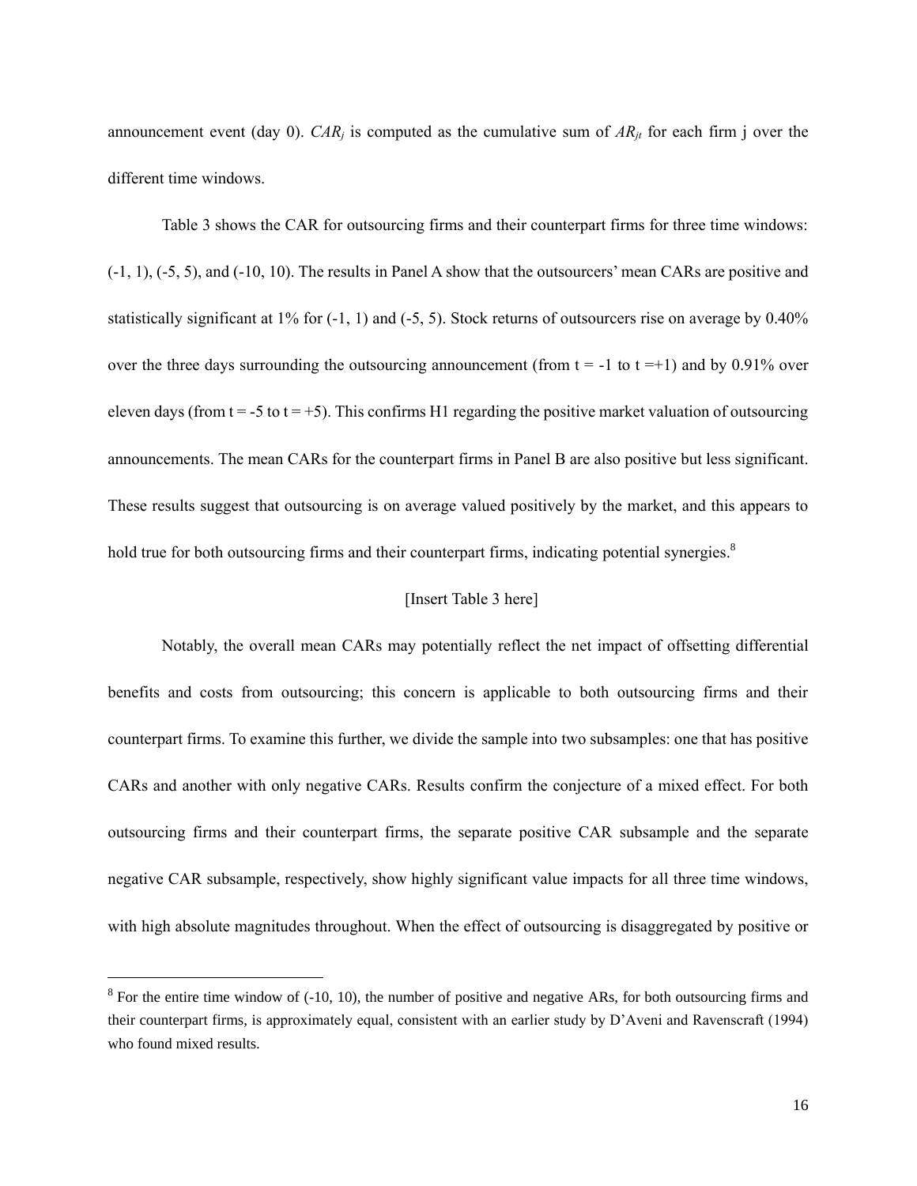announcement event (day 0). $CAR_j$ is computed as the cumulative sum of $AR_{jt}$ for each firm j over the different time windows.

Table 3 shows the CAR for outsourcing firms and their counterpart firms for three time windows: (-1, 1), (-5, 5), and (-10, 10). The results in Panel A show that the outsourcers' mean CARs are positive and statistically significant at 1% for (-1, 1) and (-5, 5). Stock returns of outsourcers rise on average by 0.40% over the three days surrounding the outsourcing announcement (from t = -1 to t =+1) and by 0.91% over eleven days (from t = -5 to t = +5). This confirms H1 regarding the positive market valuation of outsourcing announcements. The mean CARs for the counterpart firms in Panel B are also positive but less significant. These results suggest that outsourcing is on average valued positively by the market, and this appears to hold true for both outsourcing firms and their counterpart firms, indicating potential synergies.[8]

[Insert Table 3 here]

Notably, the overall mean CARs may potentially reflect the net impact of offsetting differential benefits and costs from outsourcing; this concern is applicable to both outsourcing firms and their counterpart firms. To examine this further, we divide the sample into two subsamples: one that has positive CARs and another with only negative CARs. Results confirm the conjecture of a mixed effect. For both outsourcing firms and their counterpart firms, the separate positive CAR subsample and the separate negative CAR subsample, respectively, show highly significant value impacts for all three time windows, with high absolute magnitudes throughout. When the effect of outsourcing is disaggregated by positive or

[8] For the entire time window of (-10, 10), the number of positive and negative ARs, for both outsourcing firms and their counterpart firms, is approximately equal, consistent with an earlier study by D'Aveni and Ravenscraft (1994) who found mixed results.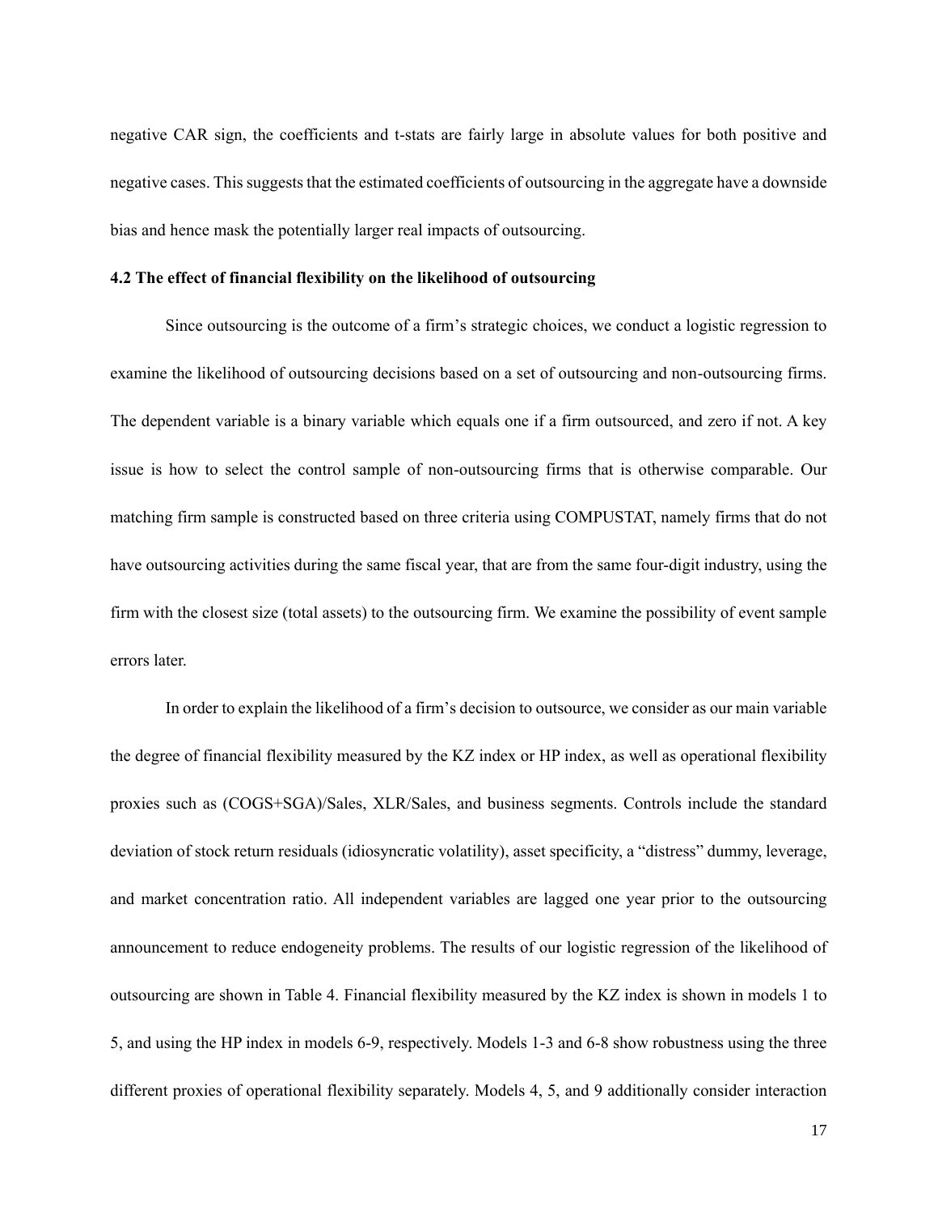negative CAR sign, the coefficients and t-stats are fairly large in absolute values for both positive and negative cases. This suggests that the estimated coefficients of outsourcing in the aggregate have a downside bias and hence mask the potentially larger real impacts of outsourcing.

### 4.2 The effect of financial flexibility on the likelihood of outsourcing

Since outsourcing is the outcome of a firm's strategic choices, we conduct a logistic regression to examine the likelihood of outsourcing decisions based on a set of outsourcing and non-outsourcing firms. The dependent variable is a binary variable which equals one if a firm outsourced, and zero if not. A key issue is how to select the control sample of non-outsourcing firms that is otherwise comparable. Our matching firm sample is constructed based on three criteria using COMPUSTAT, namely firms that do not have outsourcing activities during the same fiscal year, that are from the same four-digit industry, using the firm with the closest size (total assets) to the outsourcing firm. We examine the possibility of event sample errors later.

In order to explain the likelihood of a firm's decision to outsource, we consider as our main variable the degree of financial flexibility measured by the KZ index or HP index, as well as operational flexibility proxies such as (COGS+SGA)/Sales, XLR/Sales, and business segments. Controls include the standard deviation of stock return residuals (idiosyncratic volatility), asset specificity, a "distress" dummy, leverage, and market concentration ratio. All independent variables are lagged one year prior to the outsourcing announcement to reduce endogeneity problems. The results of our logistic regression of the likelihood of outsourcing are shown in Table 4. Financial flexibility measured by the KZ index is shown in models 1 to 5, and using the HP index in models 6-9, respectively. Models 1-3 and 6-8 show robustness using the three different proxies of operational flexibility separately. Models 4, 5, and 9 additionally consider interaction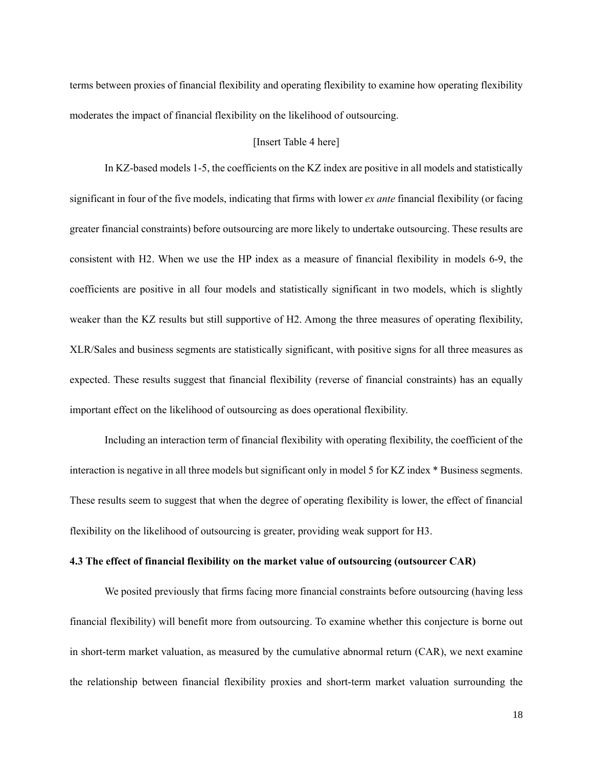terms between proxies of financial flexibility and operating flexibility to examine how operating flexibility moderates the impact of financial flexibility on the likelihood of outsourcing.

[Insert Table 4 here]

In KZ-based models 1-5, the coefficients on the KZ index are positive in all models and statistically significant in four of the five models, indicating that firms with lower *ex ante* financial flexibility (or facing greater financial constraints) before outsourcing are more likely to undertake outsourcing. These results are consistent with H2. When we use the HP index as a measure of financial flexibility in models 6-9, the coefficients are positive in all four models and statistically significant in two models, which is slightly weaker than the KZ results but still supportive of H2. Among the three measures of operating flexibility, XLR/Sales and business segments are statistically significant, with positive signs for all three measures as expected. These results suggest that financial flexibility (reverse of financial constraints) has an equally important effect on the likelihood of outsourcing as does operational flexibility.

Including an interaction term of financial flexibility with operating flexibility, the coefficient of the interaction is negative in all three models but significant only in model 5 for KZ index * Business segments. These results seem to suggest that when the degree of operating flexibility is lower, the effect of financial flexibility on the likelihood of outsourcing is greater, providing weak support for H3.

### 4.3 The effect of financial flexibility on the market value of outsourcing (outsourcer CAR)

We posited previously that firms facing more financial constraints before outsourcing (having less financial flexibility) will benefit more from outsourcing. To examine whether this conjecture is borne out in short-term market valuation, as measured by the cumulative abnormal return (CAR), we next examine the relationship between financial flexibility proxies and short-term market valuation surrounding the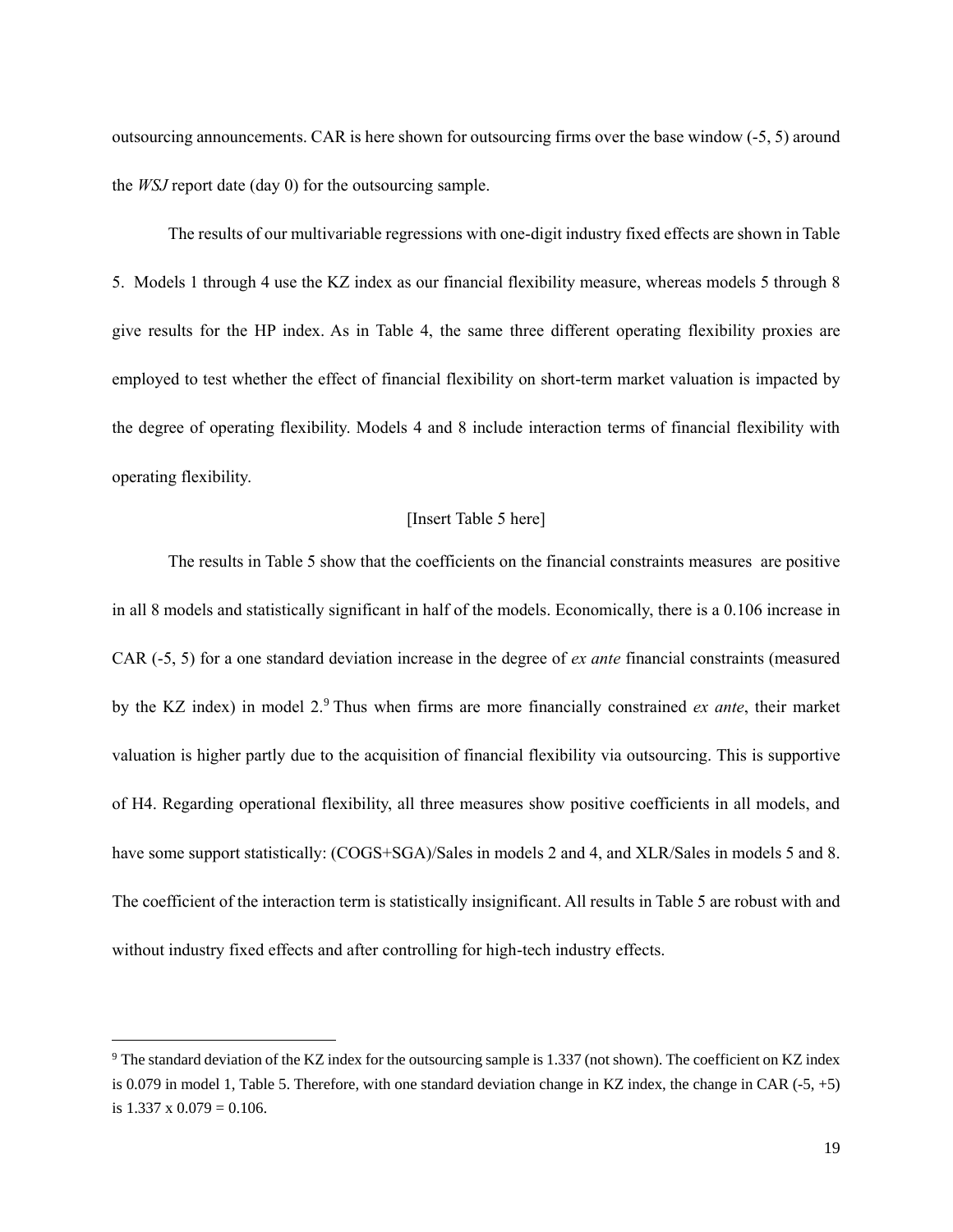outsourcing announcements. CAR is here shown for outsourcing firms over the base window (-5, 5) around the *WSJ* report date (day 0) for the outsourcing sample.

The results of our multivariable regressions with one-digit industry fixed effects are shown in Table 5. Models 1 through 4 use the KZ index as our financial flexibility measure, whereas models 5 through 8 give results for the HP index. As in Table 4, the same three different operating flexibility proxies are employed to test whether the effect of financial flexibility on short-term market valuation is impacted by the degree of operating flexibility. Models 4 and 8 include interaction terms of financial flexibility with operating flexibility.

[Insert Table 5 here]

The results in Table 5 show that the coefficients on the financial constraints measures are positive in all 8 models and statistically significant in half of the models. Economically, there is a 0.106 increase in CAR (-5, 5) for a one standard deviation increase in the degree of *ex ante* financial constraints (measured by the KZ index) in model 2.[9] Thus when firms are more financially constrained *ex ante*, their market valuation is higher partly due to the acquisition of financial flexibility via outsourcing. This is supportive of H4. Regarding operational flexibility, all three measures show positive coefficients in all models, and have some support statistically: (COGS+SGA)/Sales in models 2 and 4, and XLR/Sales in models 5 and 8. The coefficient of the interaction term is statistically insignificant. All results in Table 5 are robust with and without industry fixed effects and after controlling for high-tech industry effects.

---

[9] The standard deviation of the KZ index for the outsourcing sample is 1.337 (not shown). The coefficient on KZ index is 0.079 in model 1, Table 5. Therefore, with one standard deviation change in KZ index, the change in CAR (-5, +5) is 1.337 x 0.079 = 0.106.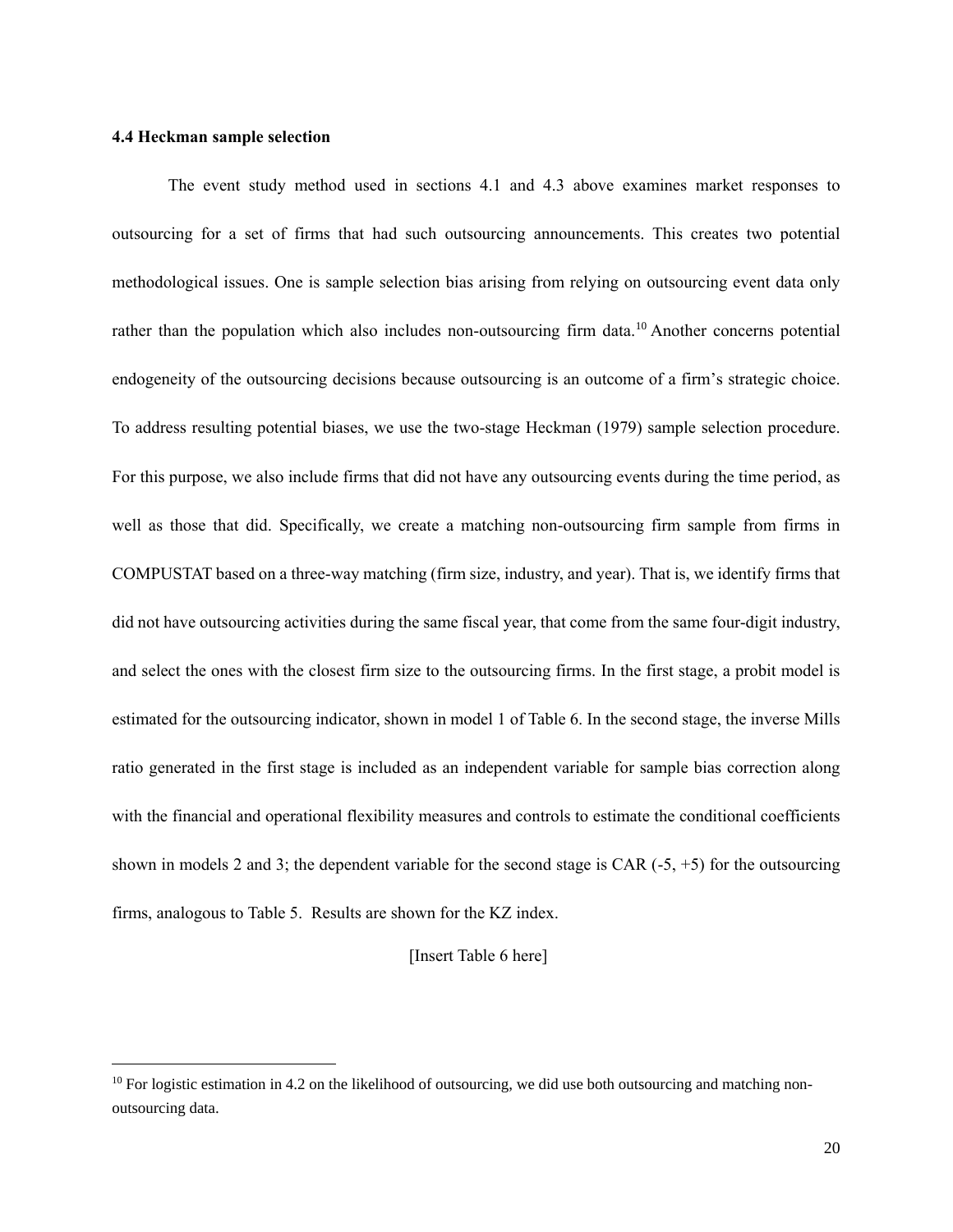### 4.4 Heckman sample selection

The event study method used in sections 4.1 and 4.3 above examines market responses to outsourcing for a set of firms that had such outsourcing announcements. This creates two potential methodological issues. One is sample selection bias arising from relying on outsourcing event data only rather than the population which also includes non-outsourcing firm data.[10] Another concerns potential endogeneity of the outsourcing decisions because outsourcing is an outcome of a firm's strategic choice. To address resulting potential biases, we use the two-stage Heckman (1979) sample selection procedure. For this purpose, we also include firms that did not have any outsourcing events during the time period, as well as those that did. Specifically, we create a matching non-outsourcing firm sample from firms in COMPUSTAT based on a three-way matching (firm size, industry, and year). That is, we identify firms that did not have outsourcing activities during the same fiscal year, that come from the same four-digit industry, and select the ones with the closest firm size to the outsourcing firms. In the first stage, a probit model is estimated for the outsourcing indicator, shown in model 1 of Table 6. In the second stage, the inverse Mills ratio generated in the first stage is included as an independent variable for sample bias correction along with the financial and operational flexibility measures and controls to estimate the conditional coefficients shown in models 2 and 3; the dependent variable for the second stage is CAR (-5, +5) for the outsourcing firms, analogous to Table 5. Results are shown for the KZ index.

[Insert Table 6 here]

[10] For logistic estimation in 4.2 on the likelihood of outsourcing, we did use both outsourcing and matching non-outsourcing data.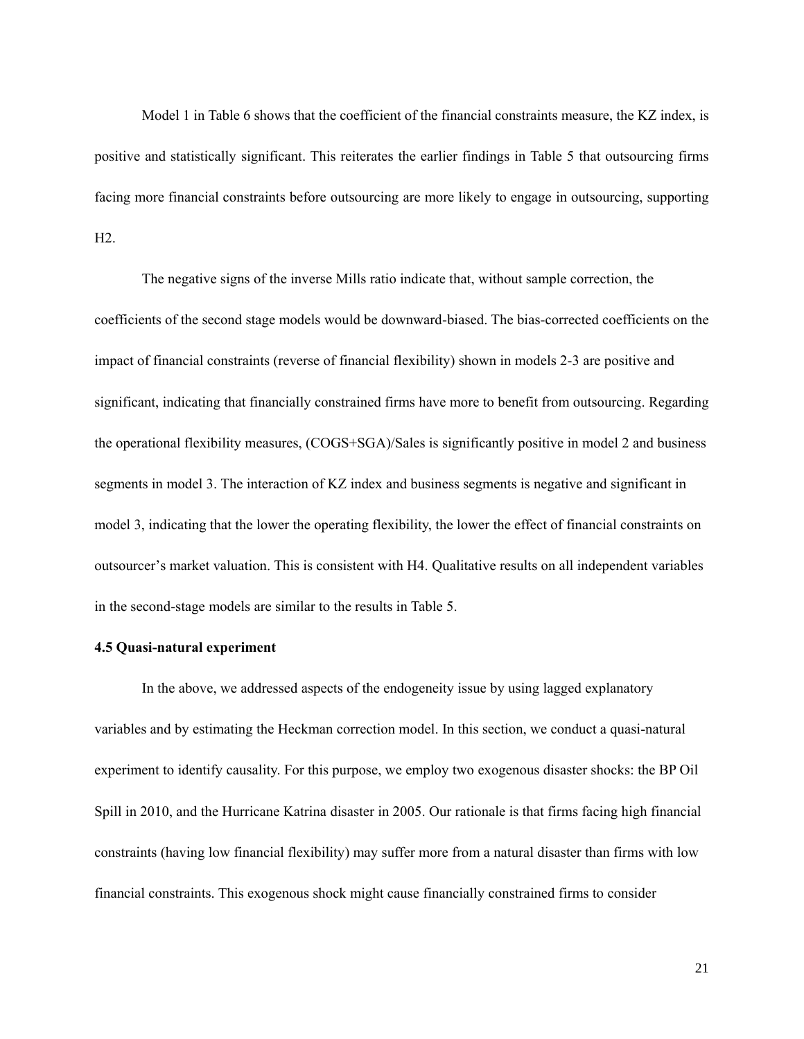Model 1 in Table 6 shows that the coefficient of the financial constraints measure, the KZ index, is positive and statistically significant. This reiterates the earlier findings in Table 5 that outsourcing firms facing more financial constraints before outsourcing are more likely to engage in outsourcing, supporting H2.

The negative signs of the inverse Mills ratio indicate that, without sample correction, the coefficients of the second stage models would be downward-biased. The bias-corrected coefficients on the impact of financial constraints (reverse of financial flexibility) shown in models 2-3 are positive and significant, indicating that financially constrained firms have more to benefit from outsourcing. Regarding the operational flexibility measures, (COGS+SGA)/Sales is significantly positive in model 2 and business segments in model 3. The interaction of KZ index and business segments is negative and significant in model 3, indicating that the lower the operating flexibility, the lower the effect of financial constraints on outsourcer's market valuation. This is consistent with H4. Qualitative results on all independent variables in the second-stage models are similar to the results in Table 5.

**4.5 Quasi-natural experiment**

In the above, we addressed aspects of the endogeneity issue by using lagged explanatory variables and by estimating the Heckman correction model. In this section, we conduct a quasi-natural experiment to identify causality. For this purpose, we employ two exogenous disaster shocks: the BP Oil Spill in 2010, and the Hurricane Katrina disaster in 2005. Our rationale is that firms facing high financial constraints (having low financial flexibility) may suffer more from a natural disaster than firms with low financial constraints. This exogenous shock might cause financially constrained firms to consider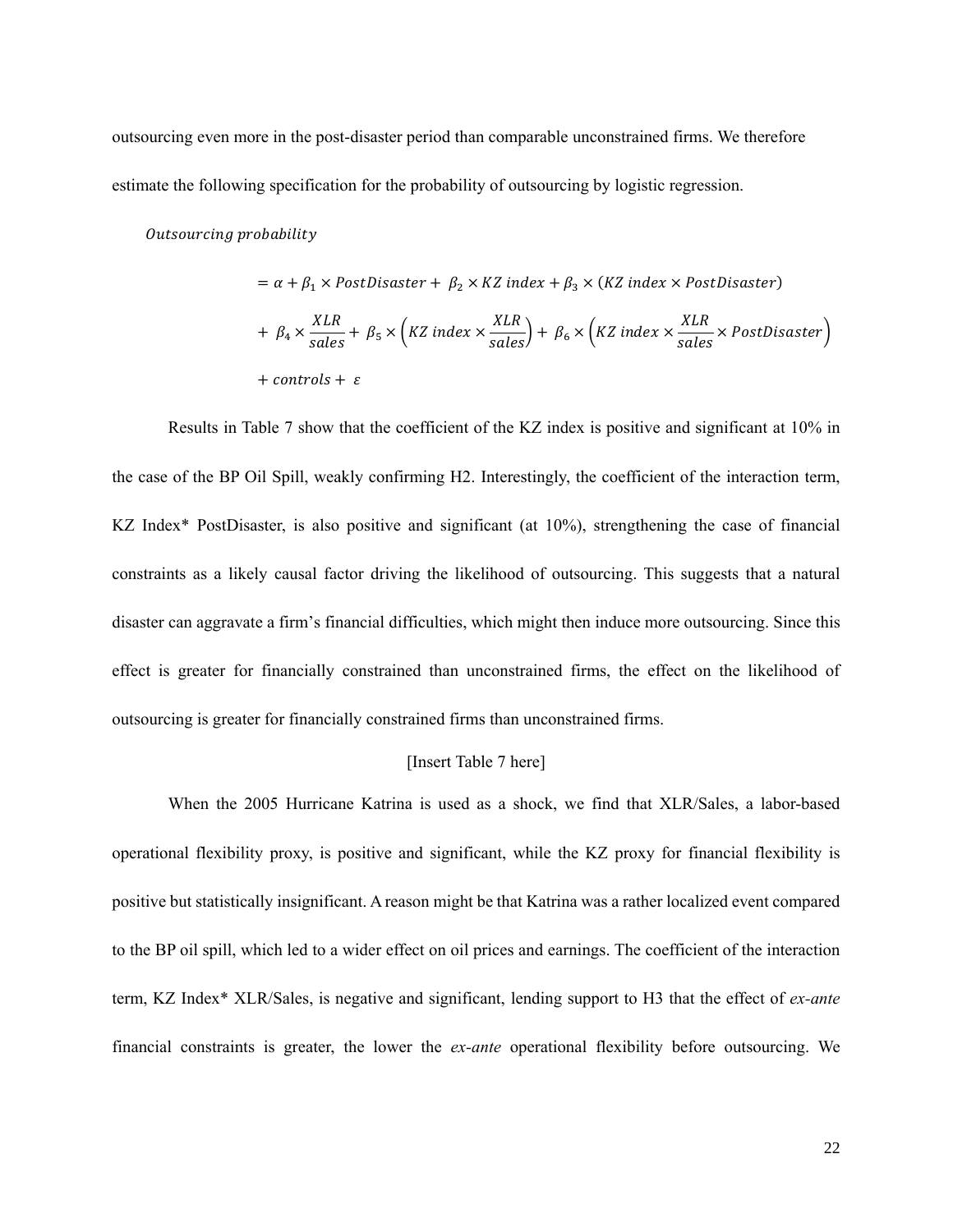outsourcing even more in the post-disaster period than comparable unconstrained firms. We therefore estimate the following specification for the probability of outsourcing by logistic regression.

$$
\begin{aligned}
&Outsourcing\ probability \\
&\quad = \alpha + \beta_1 \times PostDisaster + \beta_2 \times KZ\ index + \beta_3 \times (KZ\ index \times PostDisaster) \\
&\quad + \beta_4 \times \frac{XLR}{sales} + \beta_5 \times \left(KZ\ index \times \frac{XLR}{sales}\right) + \beta_6 \times \left(KZ\ index \times \frac{XLR}{sales} \times PostDisaster\right) \\
&\quad + controls + \varepsilon
\end{aligned}
$$

Results in Table 7 show that the coefficient of the KZ index is positive and significant at 10% in the case of the BP Oil Spill, weakly confirming H2. Interestingly, the coefficient of the interaction term, KZ Index* PostDisaster, is also positive and significant (at 10%), strengthening the case of financial constraints as a likely causal factor driving the likelihood of outsourcing. This suggests that a natural disaster can aggravate a firm's financial difficulties, which might then induce more outsourcing. Since this effect is greater for financially constrained than unconstrained firms, the effect on the likelihood of outsourcing is greater for financially constrained firms than unconstrained firms.

[Insert Table 7 here]

When the 2005 Hurricane Katrina is used as a shock, we find that XLR/Sales, a labor-based operational flexibility proxy, is positive and significant, while the KZ proxy for financial flexibility is positive but statistically insignificant. A reason might be that Katrina was a rather localized event compared to the BP oil spill, which led to a wider effect on oil prices and earnings. The coefficient of the interaction term, KZ Index* XLR/Sales, is negative and significant, lending support to H3 that the effect of *ex-ante* financial constraints is greater, the lower the *ex-ante* operational flexibility before outsourcing. We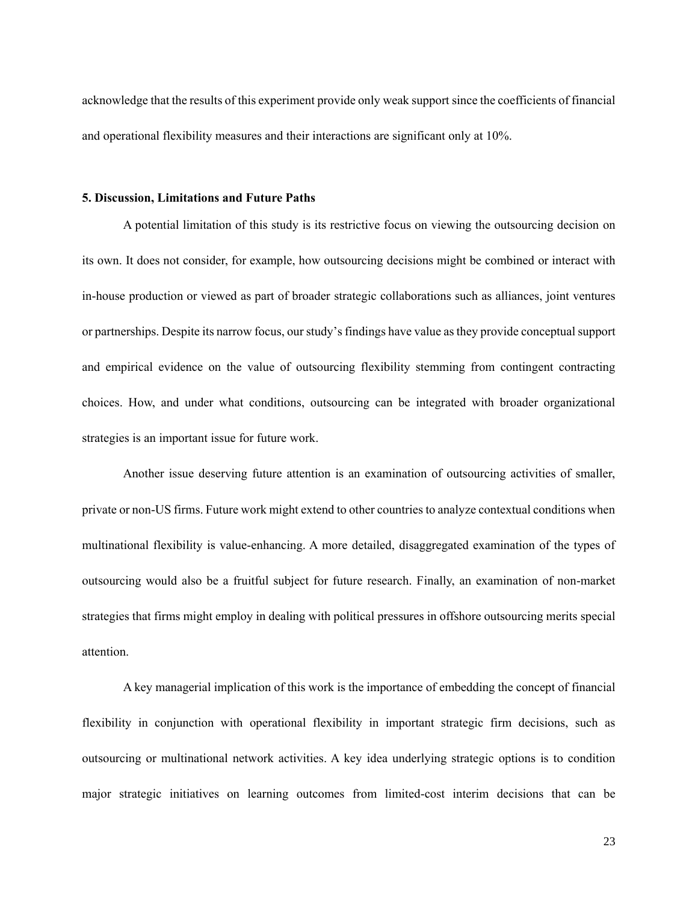acknowledge that the results of this experiment provide only weak support since the coefficients of financial and operational flexibility measures and their interactions are significant only at 10%.

## 5. Discussion, Limitations and Future Paths

A potential limitation of this study is its restrictive focus on viewing the outsourcing decision on its own. It does not consider, for example, how outsourcing decisions might be combined or interact with in-house production or viewed as part of broader strategic collaborations such as alliances, joint ventures or partnerships. Despite its narrow focus, our study's findings have value as they provide conceptual support and empirical evidence on the value of outsourcing flexibility stemming from contingent contracting choices. How, and under what conditions, outsourcing can be integrated with broader organizational strategies is an important issue for future work.

Another issue deserving future attention is an examination of outsourcing activities of smaller, private or non-US firms. Future work might extend to other countries to analyze contextual conditions when multinational flexibility is value-enhancing. A more detailed, disaggregated examination of the types of outsourcing would also be a fruitful subject for future research. Finally, an examination of non-market strategies that firms might employ in dealing with political pressures in offshore outsourcing merits special attention.

A key managerial implication of this work is the importance of embedding the concept of financial flexibility in conjunction with operational flexibility in important strategic firm decisions, such as outsourcing or multinational network activities. A key idea underlying strategic options is to condition major strategic initiatives on learning outcomes from limited-cost interim decisions that can be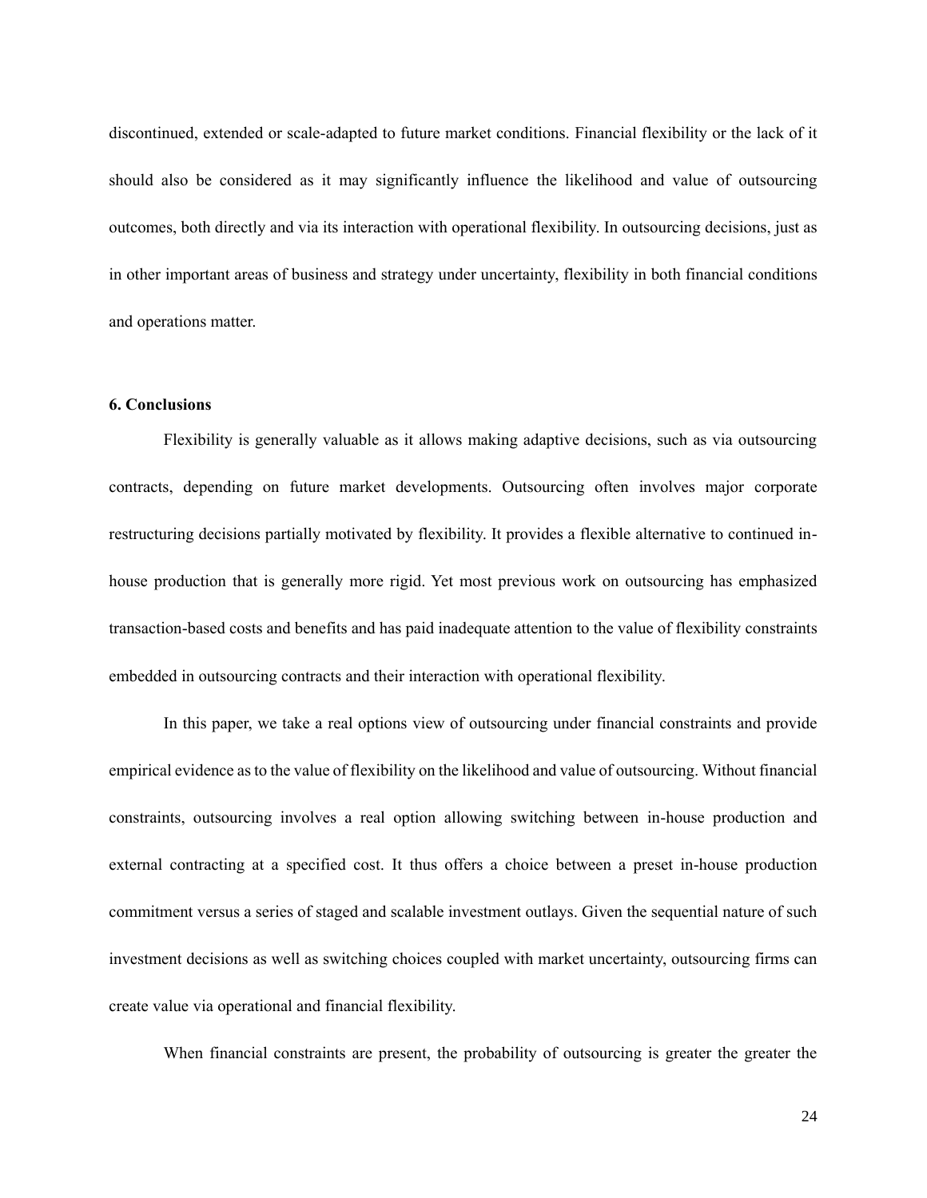discontinued, extended or scale-adapted to future market conditions. Financial flexibility or the lack of it should also be considered as it may significantly influence the likelihood and value of outsourcing outcomes, both directly and via its interaction with operational flexibility. In outsourcing decisions, just as in other important areas of business and strategy under uncertainty, flexibility in both financial conditions and operations matter.

### 6. Conclusions

Flexibility is generally valuable as it allows making adaptive decisions, such as via outsourcing contracts, depending on future market developments. Outsourcing often involves major corporate restructuring decisions partially motivated by flexibility. It provides a flexible alternative to continued in-house production that is generally more rigid. Yet most previous work on outsourcing has emphasized transaction-based costs and benefits and has paid inadequate attention to the value of flexibility constraints embedded in outsourcing contracts and their interaction with operational flexibility.

In this paper, we take a real options view of outsourcing under financial constraints and provide empirical evidence as to the value of flexibility on the likelihood and value of outsourcing. Without financial constraints, outsourcing involves a real option allowing switching between in-house production and external contracting at a specified cost. It thus offers a choice between a preset in-house production commitment versus a series of staged and scalable investment outlays. Given the sequential nature of such investment decisions as well as switching choices coupled with market uncertainty, outsourcing firms can create value via operational and financial flexibility.

When financial constraints are present, the probability of outsourcing is greater the greater the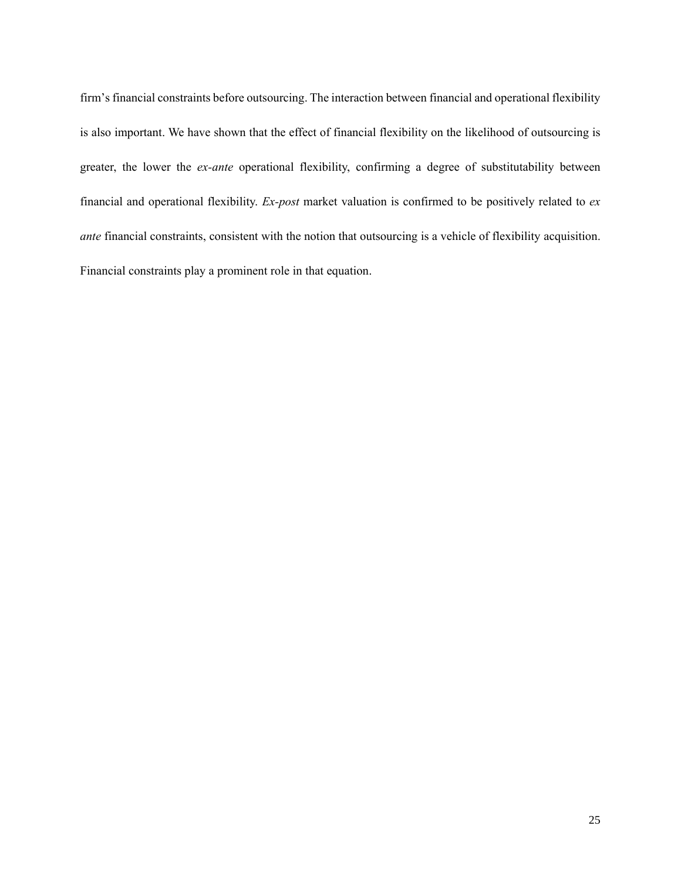firm's financial constraints before outsourcing. The interaction between financial and operational flexibility is also important. We have shown that the effect of financial flexibility on the likelihood of outsourcing is greater, the lower the *ex-ante* operational flexibility, confirming a degree of substitutability between financial and operational flexibility. *Ex-post* market valuation is confirmed to be positively related to *ex ante* financial constraints, consistent with the notion that outsourcing is a vehicle of flexibility acquisition. Financial constraints play a prominent role in that equation.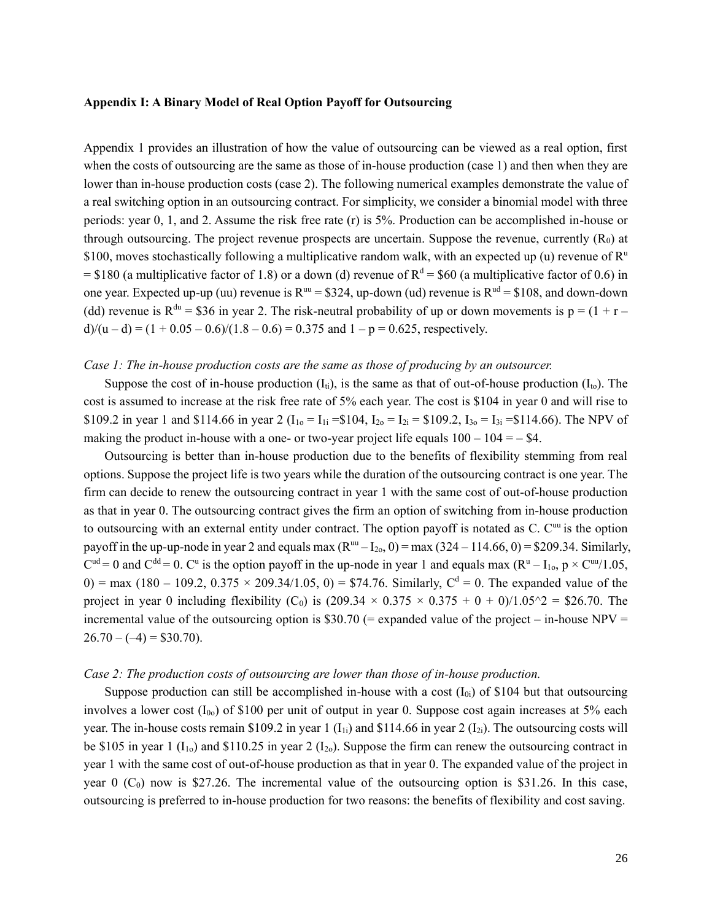**Appendix I: A Binary Model of Real Option Payoff for Outsourcing**

Appendix 1 provides an illustration of how the value of outsourcing can be viewed as a real option, first when the costs of outsourcing are the same as those of in-house production (case 1) and then when they are lower than in-house production costs (case 2). The following numerical examples demonstrate the value of a real switching option in an outsourcing contract. For simplicity, we consider a binomial model with three periods: year 0, 1, and 2. Assume the risk free rate (r) is 5%. Production can be accomplished in-house or through outsourcing. The project revenue prospects are uncertain. Suppose the revenue, currently ($R_0$) at \$100, moves stochastically following a multiplicative random walk, with an expected up (u) revenue of $R^u$ = \$180 (a multiplicative factor of 1.8) or a down (d) revenue of $R^d$ = \$60 (a multiplicative factor of 0.6) in one year. Expected up-up (uu) revenue is $R^{uu}$ = \$324, up-down (ud) revenue is $R^{ud}$ = \$108, and down-down (dd) revenue is $R^{du}$ = \$36 in year 2. The risk-neutral probability of up or down movements is p = (1 + r – d)/(u – d) = (1 + 0.05 – 0.6)/(1.8 – 0.6) = 0.375 and 1 – p = 0.625, respectively.

*Case 1: The in-house production costs are the same as those of producing by an outsourcer.*

Suppose the cost of in-house production ($I_{ti}$), is the same as that of out-of-house production ($I_{to}$). The cost is assumed to increase at the risk free rate of 5% each year. The cost is \$104 in year 0 and will rise to \$109.2 in year 1 and \$114.66 in year 2 ($I_{1o} = I_{1i}$ =\$104, $I_{2o} = I_{2i}$ = \$109.2, $I_{3o} = I_{3i}$ =\$114.66). The NPV of making the product in-house with a one- or two-year project life equals 100 – 104 = – \$4.

Outsourcing is better than in-house production due to the benefits of flexibility stemming from real options. Suppose the project life is two years while the duration of the outsourcing contract is one year. The firm can decide to renew the outsourcing contract in year 1 with the same cost of out-of-house production as that in year 0. The outsourcing contract gives the firm an option of switching from in-house production to outsourcing with an external entity under contract. The option payoff is notated as C. $C^{uu}$ is the option payoff in the up-up-node in year 2 and equals max ($R^{uu} – I_{2o}$, 0) = max (324 – 114.66, 0) = \$209.34. Similarly, $C^{ud}$ = 0 and $C^{dd}$ = 0. $C^u$ is the option payoff in the up-node in year 1 and equals max ($R^u – I_{1o}$, p × $C^{uu}$/1.05, 0) = max (180 – 109.2, 0.375 × 209.34/1.05, 0) = \$74.76. Similarly, $C^d$ = 0. The expanded value of the project in year 0 including flexibility ($C_0$) is (209.34 × 0.375 × 0.375 + 0 + 0)/1.05^2 = \$26.70. The incremental value of the outsourcing option is \$30.70 (= expanded value of the project – in-house NPV = 26.70 – (–4) = \$30.70).

*Case 2: The production costs of outsourcing are lower than those of in-house production.*

Suppose production can still be accomplished in-house with a cost ($I_{0i}$) of \$104 but that outsourcing involves a lower cost ($I_{0o}$) of \$100 per unit of output in year 0. Suppose cost again increases at 5% each year. The in-house costs remain \$109.2 in year 1 ($I_{1i}$) and \$114.66 in year 2 ($I_{2i}$). The outsourcing costs will be \$105 in year 1 ($I_{1o}$) and \$110.25 in year 2 ($I_{2o}$). Suppose the firm can renew the outsourcing contract in year 1 with the same cost of out-of-house production as that in year 0. The expanded value of the project in year 0 ($C_0$) now is \$27.26. The incremental value of the outsourcing option is \$31.26. In this case, outsourcing is preferred to in-house production for two reasons: the benefits of flexibility and cost saving.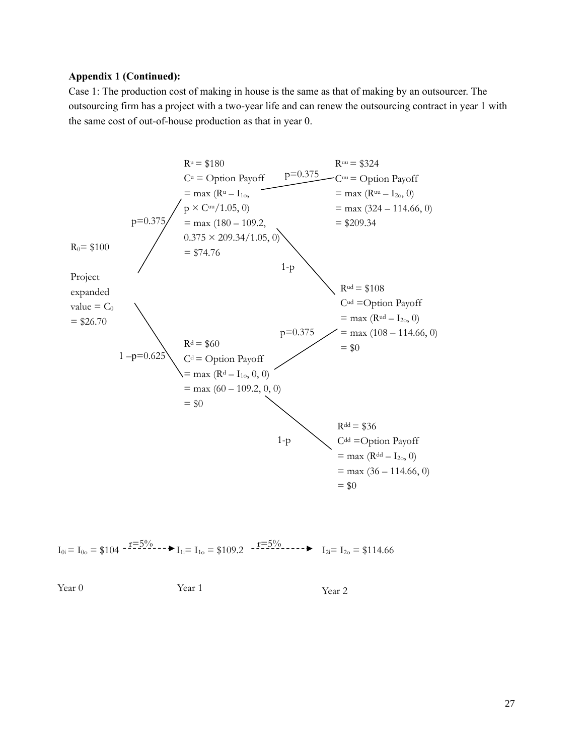**Appendix 1 (Continued):**

Case 1: The production cost of making in house is the same as that of making by an outsourcer. The outsourcing firm has a project with a two-year life and can renew the outsourcing contract in year 1 with the same cost of out-of-house production as that in year 0.

$R_0$= \$100

Project expanded value = $C_0$ = \$26.70

p=0.375

$R^u$ = \$180
$C^u$ = Option Payoff
= max ($R^u - I_{1o}$, $p \times C^{uu}/1.05$, 0)
= max (180 – 109.2, $0.375 \times 209.34/1.05$, 0)
= \$74.76

p=0.375

$R^{uu}$ = \$324
$C^{uu}$ = Option Payoff
= max ($R^{uu} - I_{2o}$, 0)
= max (324 – 114.66, 0)
= \$209.34

1-p

$R^{ud}$ = \$108
$C^{ud}$ =Option Payoff
= max ($R^{ud} - I_{2o}$, 0)
= max (108 – 114.66, 0)
= \$0

1 –p=0.625

$R^d$ = \$60
$C^d$ = Option Payoff
= max ($R^d - I_{1o}$, 0, 0)
= max (60 – 109.2, 0, 0)
= \$0

p=0.375

1-p

$R^{dd}$ = \$36
$C^{dd}$ =Option Payoff
= max ($R^{dd} - I_{2o}$, 0)
= max (36 – 114.66, 0)
= \$0

$I_{0i} = I_{0o}$ = \$104 --r=5%--> $I_{1i} = I_{1o}$ = \$109.2 --r=5%--> $I_{2i} = I_{2o}$ = \$114.66

Year 0 Year 1 Year 2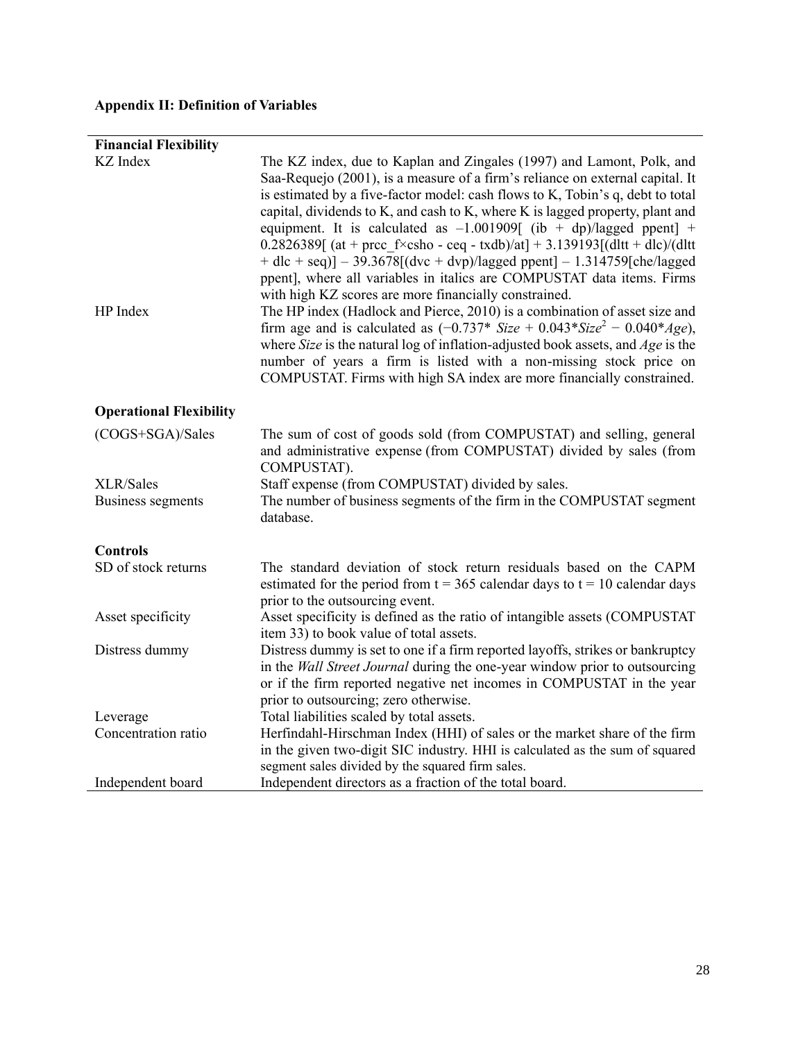**Appendix II: Definition of Variables**

| | |
|---|---|
| **Financial Flexibility** | |
| KZ Index | The KZ index, due to Kaplan and Zingales (1997) and Lamont, Polk, and Saa-Requejo (2001), is a measure of a firm's reliance on external capital. It is estimated by a five-factor model: cash flows to K, Tobin's q, debt to total capital, dividends to K, and cash to K, where K is lagged property, plant and equipment. It is calculated as –1.001909[ (ib + dp)/lagged ppent] + 0.2826389[ (at + prcc_f×csho - ceq - txdb)/at] + 3.139193[(dltt + dlc)/(dltt + dlc + seq)] – 39.3678[(dvc + dvp)/lagged ppent] – 1.314759[che/lagged ppent], where all variables in italics are COMPUSTAT data items. Firms with high KZ scores are more financially constrained. |
| HP Index | The HP index (Hadlock and Pierce, 2010) is a combination of asset size and firm age and is calculated as ($-0.737 * Size + 0.043 * Size^2 - 0.040 * Age$), where *Size* is the natural log of inflation-adjusted book assets, and *Age* is the number of years a firm is listed with a non-missing stock price on COMPUSTAT. Firms with high SA index are more financially constrained. |
| **Operational Flexibility** | |
| (COGS+SGA)/Sales | The sum of cost of goods sold (from COMPUSTAT) and selling, general and administrative expense (from COMPUSTAT) divided by sales (from COMPUSTAT). |
| XLR/Sales | Staff expense (from COMPUSTAT) divided by sales. |
| Business segments | The number of business segments of the firm in the COMPUSTAT segment database. |
| **Controls** | |
| SD of stock returns | The standard deviation of stock return residuals based on the CAPM estimated for the period from t = 365 calendar days to t = 10 calendar days prior to the outsourcing event. |
| Asset specificity | Asset specificity is defined as the ratio of intangible assets (COMPUSTAT item 33) to book value of total assets. |
| Distress dummy | Distress dummy is set to one if a firm reported layoffs, strikes or bankruptcy in the *Wall Street Journal* during the one-year window prior to outsourcing or if the firm reported negative net incomes in COMPUSTAT in the year prior to outsourcing; zero otherwise. |
| Leverage | Total liabilities scaled by total assets. |
| Concentration ratio | Herfindahl-Hirschman Index (HHI) of sales or the market share of the firm in the given two-digit SIC industry. HHI is calculated as the sum of squared segment sales divided by the squared firm sales. |
| Independent board | Independent directors as a fraction of the total board. |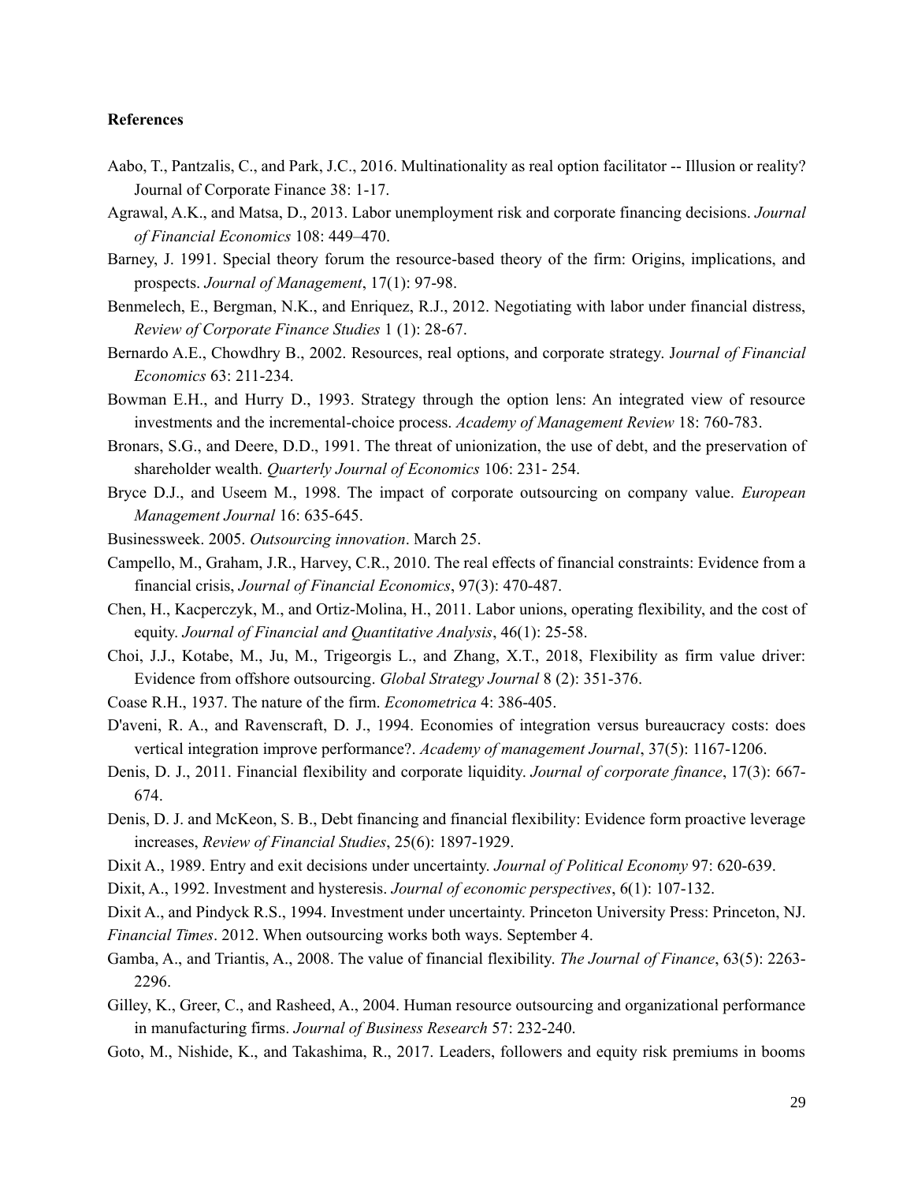**References**

Aabo, T., Pantzalis, C., and Park, J.C., 2016. Multinationality as real option facilitator -- Illusion or reality? Journal of Corporate Finance 38: 1-17.

Agrawal, A.K., and Matsa, D., 2013. Labor unemployment risk and corporate financing decisions. *Journal of Financial Economics* 108: 449–470.

Barney, J. 1991. Special theory forum the resource-based theory of the firm: Origins, implications, and prospects. *Journal of Management*, 17(1): 97-98.

Benmelech, E., Bergman, N.K., and Enriquez, R.J., 2012. Negotiating with labor under financial distress, *Review of Corporate Finance Studies* 1 (1): 28-67.

Bernardo A.E., Chowdhry B., 2002. Resources, real options, and corporate strategy. J*ournal of Financial Economics* 63: 211-234.

Bowman E.H., and Hurry D., 1993. Strategy through the option lens: An integrated view of resource investments and the incremental-choice process. *Academy of Management Review* 18: 760-783.

Bronars, S.G., and Deere, D.D., 1991. The threat of unionization, the use of debt, and the preservation of shareholder wealth. *Quarterly Journal of Economics* 106: 231- 254.

Bryce D.J., and Useem M., 1998. The impact of corporate outsourcing on company value. *European Management Journal* 16: 635-645.

Businessweek. 2005. *Outsourcing innovation*. March 25.

Campello, M., Graham, J.R., Harvey, C.R., 2010. The real effects of financial constraints: Evidence from a financial crisis, *Journal of Financial Economics*, 97(3): 470-487.

Chen, H., Kacperczyk, M., and Ortiz-Molina, H., 2011. Labor unions, operating flexibility, and the cost of equity. *Journal of Financial and Quantitative Analysis*, 46(1): 25-58.

Choi, J.J., Kotabe, M., Ju, M., Trigeorgis L., and Zhang, X.T., 2018, Flexibility as firm value driver: Evidence from offshore outsourcing. *Global Strategy Journal* 8 (2): 351-376.

Coase R.H., 1937. The nature of the firm. *Econometrica* 4: 386-405.

D'aveni, R. A., and Ravenscraft, D. J., 1994. Economies of integration versus bureaucracy costs: does vertical integration improve performance?. *Academy of management Journal*, 37(5): 1167-1206.

Denis, D. J., 2011. Financial flexibility and corporate liquidity. *Journal of corporate finance*, 17(3): 667-674.

Denis, D. J. and McKeon, S. B., Debt financing and financial flexibility: Evidence form proactive leverage increases, *Review of Financial Studies*, 25(6): 1897-1929.

Dixit A., 1989. Entry and exit decisions under uncertainty. *Journal of Political Economy* 97: 620-639.

Dixit, A., 1992. Investment and hysteresis. *Journal of economic perspectives*, 6(1): 107-132.

Dixit A., and Pindyck R.S., 1994. Investment under uncertainty. Princeton University Press: Princeton, NJ.

*Financial Times*. 2012. When outsourcing works both ways. September 4.

Gamba, A., and Triantis, A., 2008. The value of financial flexibility. *The Journal of Finance*, 63(5): 2263-2296.

Gilley, K., Greer, C., and Rasheed, A., 2004. Human resource outsourcing and organizational performance in manufacturing firms. *Journal of Business Research* 57: 232-240.

Goto, M., Nishide, K., and Takashima, R., 2017. Leaders, followers and equity risk premiums in booms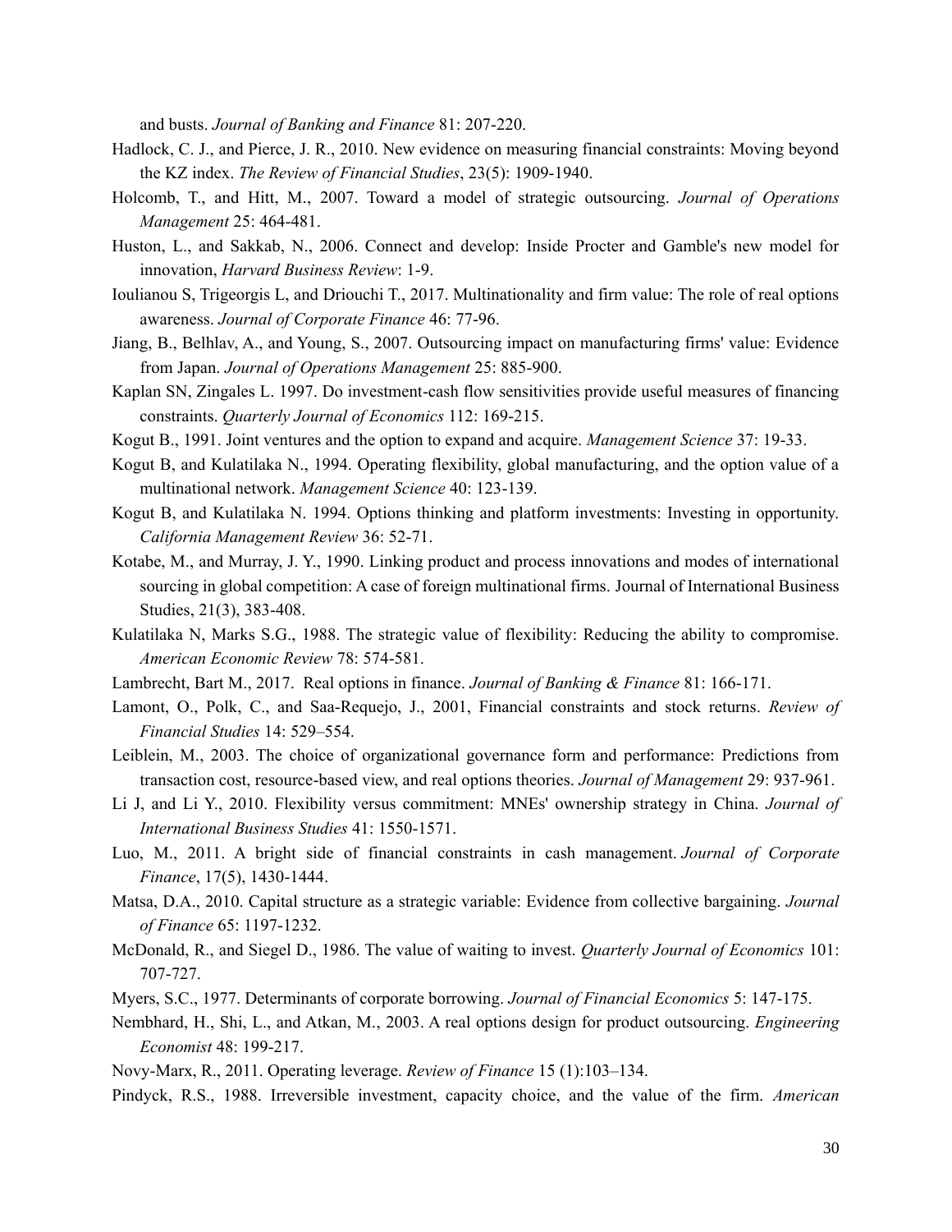and busts. *Journal of Banking and Finance* 81: 207-220.

Hadlock, C. J., and Pierce, J. R., 2010. New evidence on measuring financial constraints: Moving beyond the KZ index. *The Review of Financial Studies*, 23(5): 1909-1940.

Holcomb, T., and Hitt, M., 2007. Toward a model of strategic outsourcing. *Journal of Operations Management* 25: 464-481.

Huston, L., and Sakkab, N., 2006. Connect and develop: Inside Procter and Gamble's new model for innovation, *Harvard Business Review*: 1-9.

Ioulianou S, Trigeorgis L, and Driouchi T., 2017. Multinationality and firm value: The role of real options awareness. *Journal of Corporate Finance* 46: 77-96.

Jiang, B., Belhlav, A., and Young, S., 2007. Outsourcing impact on manufacturing firms' value: Evidence from Japan. *Journal of Operations Management* 25: 885-900.

Kaplan SN, Zingales L. 1997. Do investment-cash flow sensitivities provide useful measures of financing constraints. *Quarterly Journal of Economics* 112: 169-215.

Kogut B., 1991. Joint ventures and the option to expand and acquire. *Management Science* 37: 19-33.

Kogut B, and Kulatilaka N., 1994. Operating flexibility, global manufacturing, and the option value of a multinational network. *Management Science* 40: 123-139.

Kogut B, and Kulatilaka N. 1994. Options thinking and platform investments: Investing in opportunity. *California Management Review* 36: 52-71.

Kotabe, M., and Murray, J. Y., 1990. Linking product and process innovations and modes of international sourcing in global competition: A case of foreign multinational firms. Journal of International Business Studies, 21(3), 383-408.

Kulatilaka N, Marks S.G., 1988. The strategic value of flexibility: Reducing the ability to compromise. *American Economic Review* 78: 574-581.

Lambrecht, Bart M., 2017. Real options in finance. *Journal of Banking & Finance* 81: 166-171.

Lamont, O., Polk, C., and Saa-Requejo, J., 2001, Financial constraints and stock returns. *Review of Financial Studies* 14: 529–554.

Leiblein, M., 2003. The choice of organizational governance form and performance: Predictions from transaction cost, resource-based view, and real options theories. *Journal of Management* 29: 937-961.

Li J, and Li Y., 2010. Flexibility versus commitment: MNEs' ownership strategy in China. *Journal of International Business Studies* 41: 1550-1571.

Luo, M., 2011. A bright side of financial constraints in cash management. *Journal of Corporate Finance*, 17(5), 1430-1444.

Matsa, D.A., 2010. Capital structure as a strategic variable: Evidence from collective bargaining. *Journal of Finance* 65: 1197-1232.

McDonald, R., and Siegel D., 1986. The value of waiting to invest. *Quarterly Journal of Economics* 101: 707-727.

Myers, S.C., 1977. Determinants of corporate borrowing. *Journal of Financial Economics* 5: 147-175.

Nembhard, H., Shi, L., and Atkan, M., 2003. A real options design for product outsourcing. *Engineering Economist* 48: 199-217.

Novy-Marx, R., 2011. Operating leverage. *Review of Finance* 15 (1):103–134.

Pindyck, R.S., 1988. Irreversible investment, capacity choice, and the value of the firm. *American*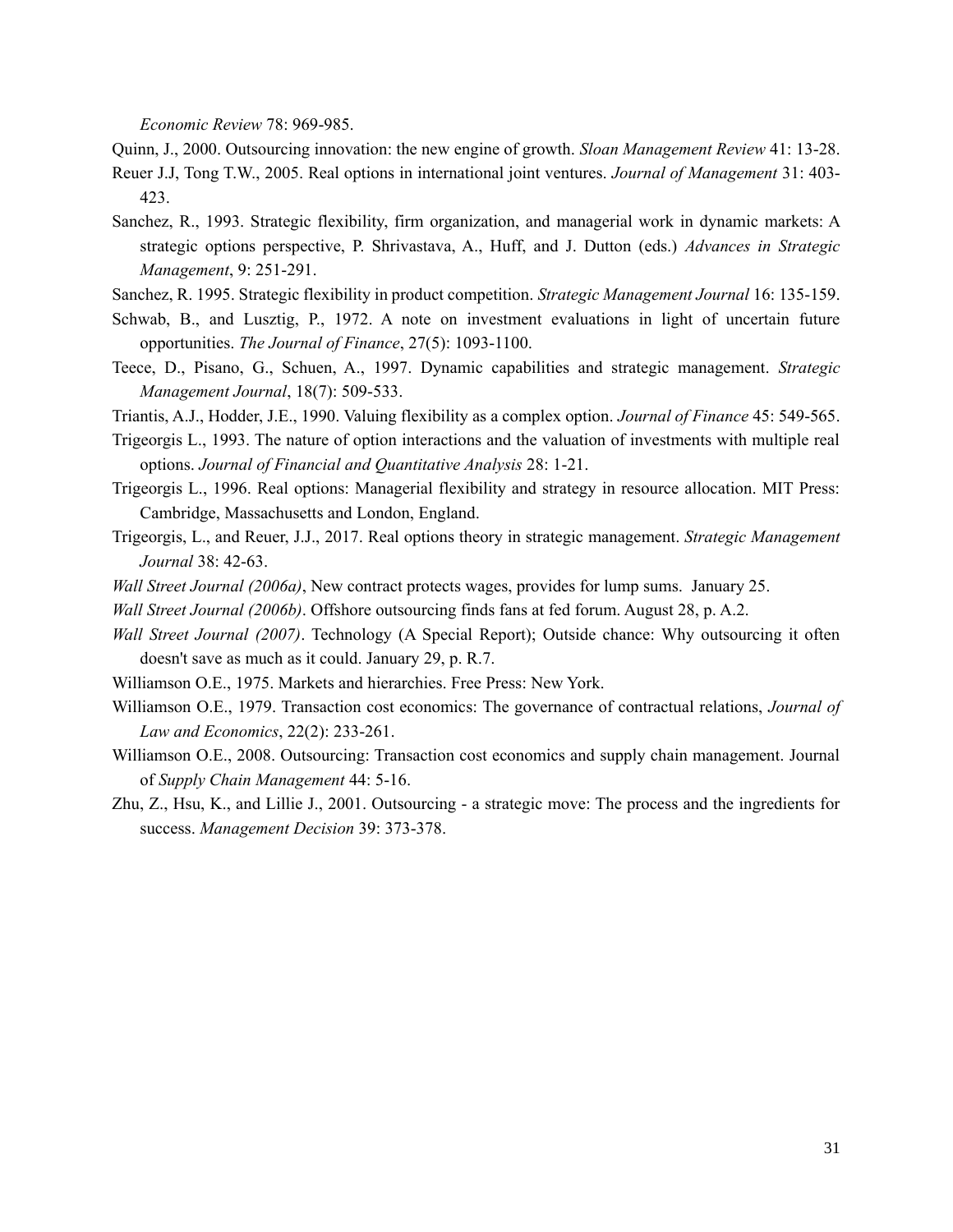*Economic Review* 78: 969-985.

Quinn, J., 2000. Outsourcing innovation: the new engine of growth. *Sloan Management Review* 41: 13-28.

Reuer J.J, Tong T.W., 2005. Real options in international joint ventures. *Journal of Management* 31: 403-423.

Sanchez, R., 1993. Strategic flexibility, firm organization, and managerial work in dynamic markets: A strategic options perspective, P. Shrivastava, A., Huff, and J. Dutton (eds.) *Advances in Strategic Management*, 9: 251-291.

Sanchez, R. 1995. Strategic flexibility in product competition. *Strategic Management Journal* 16: 135-159.

Schwab, B., and Lusztig, P., 1972. A note on investment evaluations in light of uncertain future opportunities. *The Journal of Finance*, 27(5): 1093-1100.

Teece, D., Pisano, G., Schuen, A., 1997. Dynamic capabilities and strategic management. *Strategic Management Journal*, 18(7): 509-533.

Triantis, A.J., Hodder, J.E., 1990. Valuing flexibility as a complex option. *Journal of Finance* 45: 549-565.

Trigeorgis L., 1993. The nature of option interactions and the valuation of investments with multiple real options. *Journal of Financial and Quantitative Analysis* 28: 1-21.

Trigeorgis L., 1996. Real options: Managerial flexibility and strategy in resource allocation. MIT Press: Cambridge, Massachusetts and London, England.

Trigeorgis, L., and Reuer, J.J., 2017. Real options theory in strategic management. *Strategic Management Journal* 38: 42-63.

*Wall Street Journal (2006a)*, New contract protects wages, provides for lump sums. January 25.

*Wall Street Journal (2006b)*. Offshore outsourcing finds fans at fed forum. August 28, p. A.2.

*Wall Street Journal (2007)*. Technology (A Special Report); Outside chance: Why outsourcing it often doesn't save as much as it could. January 29, p. R.7.

Williamson O.E., 1975. Markets and hierarchies. Free Press: New York.

Williamson O.E., 1979. Transaction cost economics: The governance of contractual relations, *Journal of Law and Economics*, 22(2): 233-261.

Williamson O.E., 2008. Outsourcing: Transaction cost economics and supply chain management. Journal of *Supply Chain Management* 44: 5-16.

Zhu, Z., Hsu, K., and Lillie J., 2001. Outsourcing - a strategic move: The process and the ingredients for success. *Management Decision* 39: 373-378.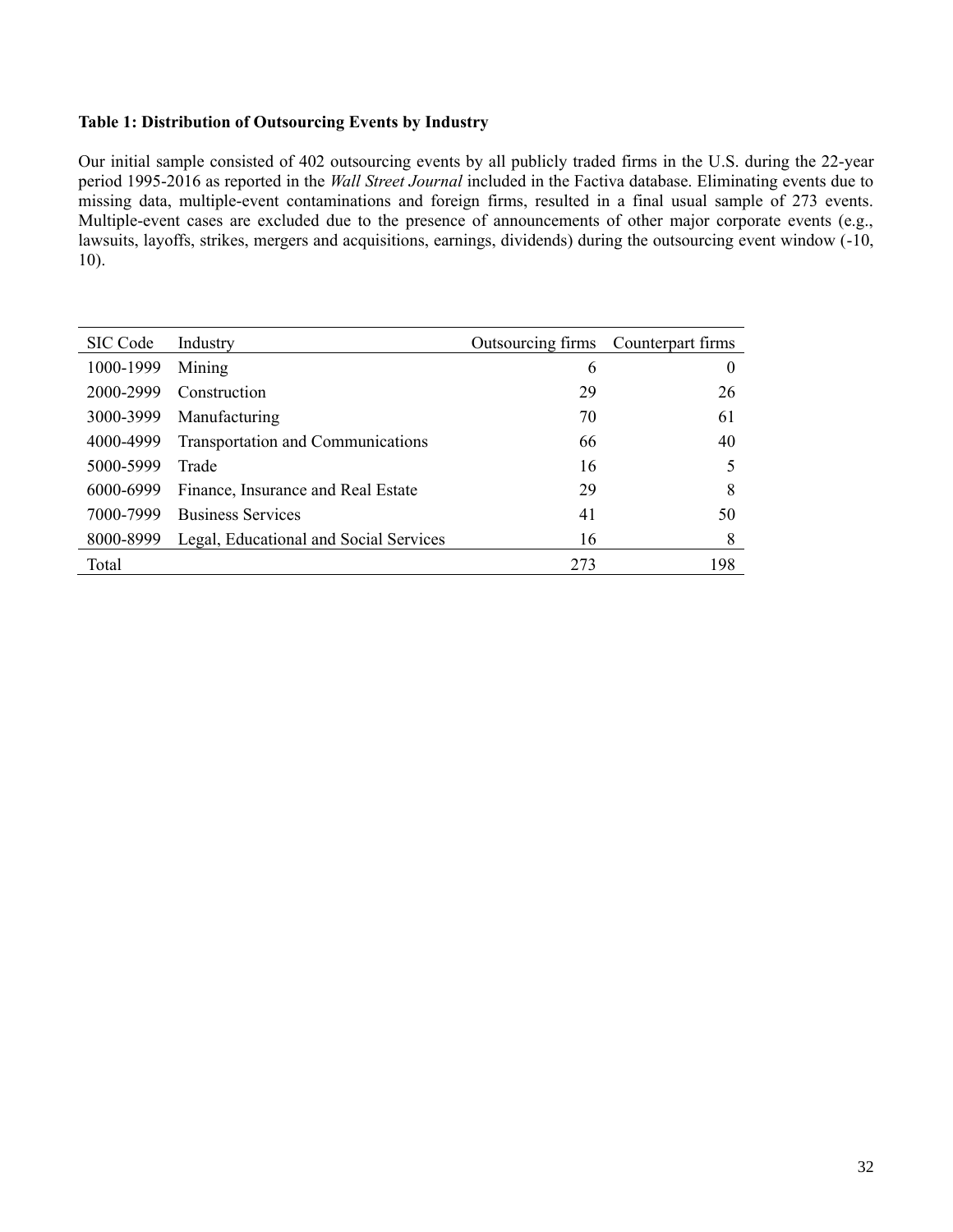**Table 1: Distribution of Outsourcing Events by Industry**

Our initial sample consisted of 402 outsourcing events by all publicly traded firms in the U.S. during the 22-year period 1995-2016 as reported in the *Wall Street Journal* included in the Factiva database. Eliminating events due to missing data, multiple-event contaminations and foreign firms, resulted in a final usual sample of 273 events. Multiple-event cases are excluded due to the presence of announcements of other major corporate events (e.g., lawsuits, layoffs, strikes, mergers and acquisitions, earnings, dividends) during the outsourcing event window (-10, 10).

| SIC Code | Industry | Outsourcing firms | Counterpart firms |
|---|---|---|---|
| 1000-1999 | Mining | 6 | 0 |
| 2000-2999 | Construction | 29 | 26 |
| 3000-3999 | Manufacturing | 70 | 61 |
| 4000-4999 | Transportation and Communications | 66 | 40 |
| 5000-5999 | Trade | 16 | 5 |
| 6000-6999 | Finance, Insurance and Real Estate | 29 | 8 |
| 7000-7999 | Business Services | 41 | 50 |
| 8000-8999 | Legal, Educational and Social Services | 16 | 8 |
| Total | | 273 | 198 |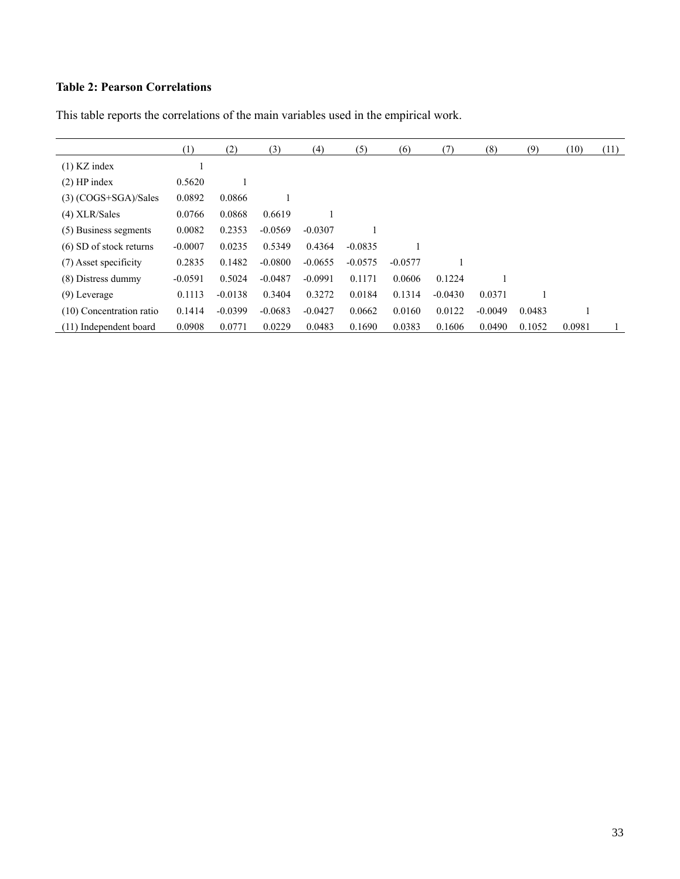**Table 2: Pearson Correlations**

This table reports the correlations of the main variables used in the empirical work.

| | (1) | (2) | (3) | (4) | (5) | (6) | (7) | (8) | (9) | (10) | (11) |
|---|---|---|---|---|---|---|---|---|---|---|---|
| (1) KZ index | 1 | | | | | | | | | | |
| (2) HP index | 0.5620 | 1 | | | | | | | | | |
| (3) (COGS+SGA)/Sales | 0.0892 | 0.0866 | 1 | | | | | | | | |
| (4) XLR/Sales | 0.0766 | 0.0868 | 0.6619 | 1 | | | | | | | |
| (5) Business segments | 0.0082 | 0.2353 | -0.0569 | -0.0307 | 1 | | | | | | |
| (6) SD of stock returns | -0.0007 | 0.0235 | 0.5349 | 0.4364 | -0.0835 | 1 | | | | | |
| (7) Asset specificity | 0.2835 | 0.1482 | -0.0800 | -0.0655 | -0.0575 | -0.0577 | 1 | | | | |
| (8) Distress dummy | -0.0591 | 0.5024 | -0.0487 | -0.0991 | 0.1171 | 0.0606 | 0.1224 | 1 | | | |
| (9) Leverage | 0.1113 | -0.0138 | 0.3404 | 0.3272 | 0.0184 | 0.1314 | -0.0430 | 0.0371 | 1 | | |
| (10) Concentration ratio | 0.1414 | -0.0399 | -0.0683 | -0.0427 | 0.0662 | 0.0160 | 0.0122 | -0.0049 | 0.0483 | 1 | |
| (11) Independent board | 0.0908 | 0.0771 | 0.0229 | 0.0483 | 0.1690 | 0.0383 | 0.1606 | 0.0490 | 0.1052 | 0.0981 | 1 |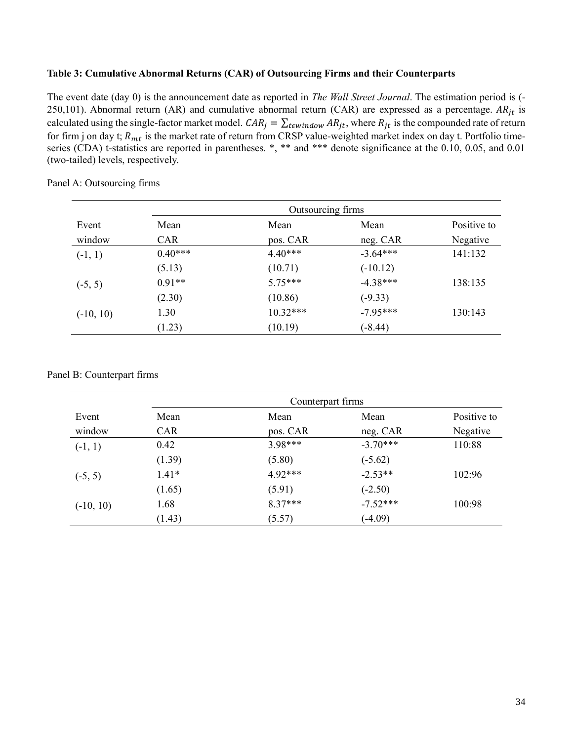**Table 3: Cumulative Abnormal Returns (CAR) of Outsourcing Firms and their Counterparts**

The event date (day 0) is the announcement date as reported in *The Wall Street Journal*. The estimation period is (-250,101). Abnormal return (AR) and cumulative abnormal return (CAR) are expressed as a percentage. $AR_{jt}$ is calculated using the single-factor market model. $CAR_j = \sum_{t\epsilon window} AR_{jt}$, where $R_{jt}$ is the compounded rate of return for firm j on day t; $R_{mt}$ is the market rate of return from CRSP value-weighted market index on day t. Portfolio time-series (CDA) t-statistics are reported in parentheses. *, ** and *** denote significance at the 0.10, 0.05, and 0.01 (two-tailed) levels, respectively.

Panel A: Outsourcing firms

| | Outsourcing firms | | | |
|---|---|---|---|---|
| Event window | Mean CAR | Mean pos. CAR | Mean neg. CAR | Positive to Negative |
| (-1, 1) | 0.40*** | 4.40*** | -3.64*** | 141:132 |
| | (5.13) | (10.71) | (-10.12) | |
| (-5, 5) | 0.91** | 5.75*** | -4.38*** | 138:135 |
| | (2.30) | (10.86) | (-9.33) | |
| (-10, 10) | 1.30 | 10.32*** | -7.95*** | 130:143 |
| | (1.23) | (10.19) | (-8.44) | |

Panel B: Counterpart firms

| | Counterpart firms | | | |
|---|---|---|---|---|
| Event window | Mean CAR | Mean pos. CAR | Mean neg. CAR | Positive to Negative |
| (-1, 1) | 0.42 | 3.98*** | -3.70*** | 110:88 |
| | (1.39) | (5.80) | (-5.62) | |
| (-5, 5) | 1.41* | 4.92*** | -2.53** | 102:96 |
| | (1.65) | (5.91) | (-2.50) | |
| (-10, 10) | 1.68 | 8.37*** | -7.52*** | 100:98 |
| | (1.43) | (5.57) | (-4.09) | |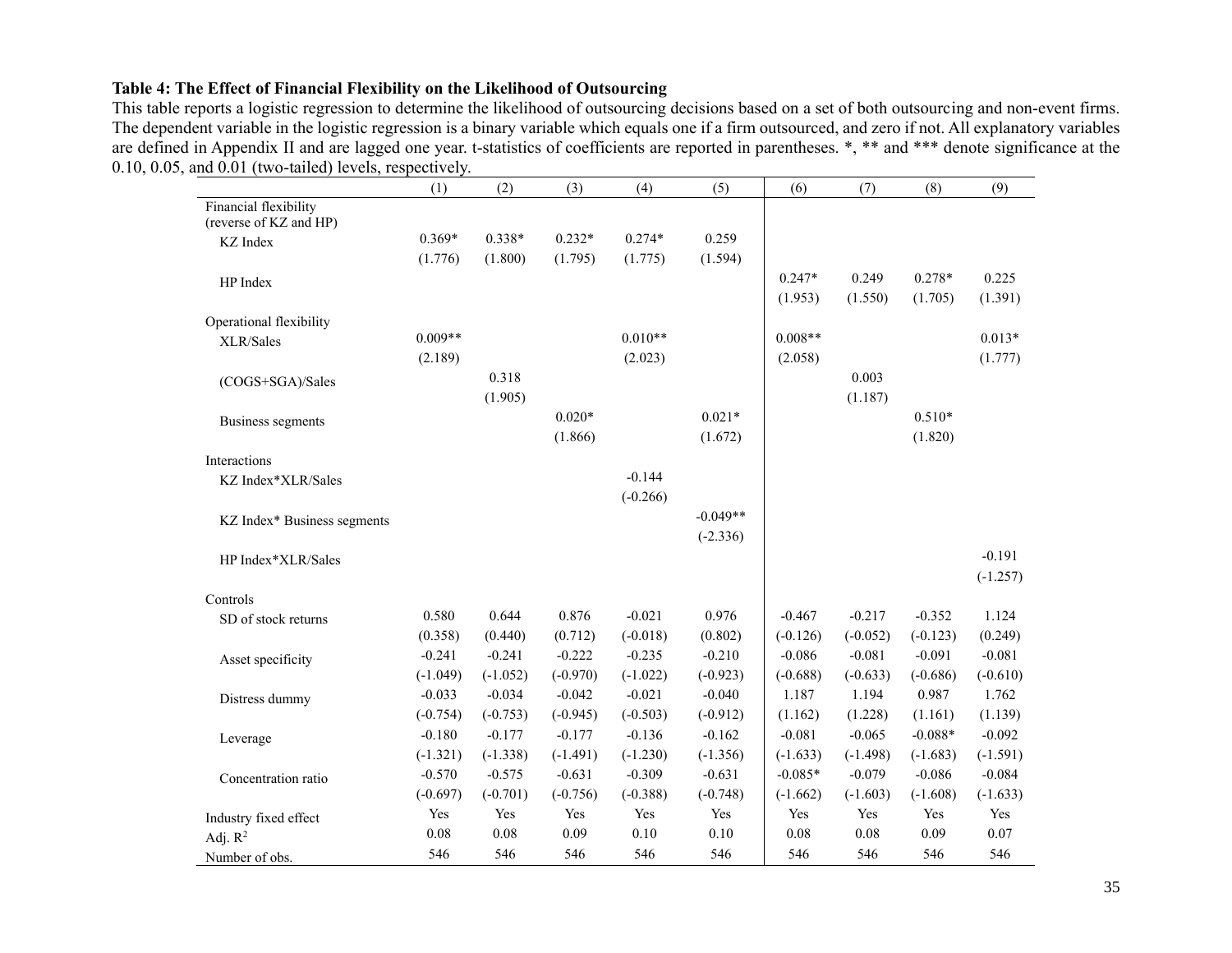**Table 4: The Effect of Financial Flexibility on the Likelihood of Outsourcing**

This table reports a logistic regression to determine the likelihood of outsourcing decisions based on a set of both outsourcing and non-event firms. The dependent variable in the logistic regression is a binary variable which equals one if a firm outsourced, and zero if not. All explanatory variables are defined in Appendix II and are lagged one year. t-statistics of coefficients are reported in parentheses. *, ** and *** denote significance at the 0.10, 0.05, and 0.01 (two-tailed) levels, respectively.

| | (1) | (2) | (3) | (4) | (5) | (6) | (7) | (8) | (9) |
|---|---|---|---|---|---|---|---|---|---|
| Financial flexibility (reverse of KZ and HP) | | | | | | | | | |
| KZ Index | 0.369* | 0.338* | 0.232* | 0.274* | 0.259 | | | | |
| | (1.776) | (1.800) | (1.795) | (1.775) | (1.594) | | | | |
| HP Index | | | | | | 0.247* | 0.249 | 0.278* | 0.225 |
| | | | | | | (1.953) | (1.550) | (1.705) | (1.391) |
| Operational flexibility | | | | | | | | | |
| XLR/Sales | 0.009** | | | 0.010** | | 0.008** | | | 0.013* |
| | (2.189) | | | (2.023) | | (2.058) | | | (1.777) |
| (COGS+SGA)/Sales | | 0.318 | | | | | 0.003 | | |
| | | (1.905) | | | | | (1.187) | | |
| Business segments | | | 0.020* | | 0.021* | | | 0.510* | |
| | | | (1.866) | | (1.672) | | | (1.820) | |
| Interactions | | | | | | | | | |
| KZ Index*XLR/Sales | | | | -0.144 | | | | | |
| | | | | (-0.266) | | | | | |
| KZ Index* Business segments | | | | | -0.049** | | | | |
| | | | | | (-2.336) | | | | |
| HP Index*XLR/Sales | | | | | | | | | -0.191 |
| | | | | | | | | | (-1.257) |
| Controls | | | | | | | | | |
| SD of stock returns | 0.580 | 0.644 | 0.876 | -0.021 | 0.976 | -0.467 | -0.217 | -0.352 | 1.124 |
| | (0.358) | (0.440) | (0.712) | (-0.018) | (0.802) | (-0.126) | (-0.052) | (-0.123) | (0.249) |
| Asset specificity | -0.241 | -0.241 | -0.222 | -0.235 | -0.210 | -0.086 | -0.081 | -0.091 | -0.081 |
| | (-1.049) | (-1.052) | (-0.970) | (-1.022) | (-0.923) | (-0.688) | (-0.633) | (-0.686) | (-0.610) |
| Distress dummy | -0.033 | -0.034 | -0.042 | -0.021 | -0.040 | 1.187 | 1.194 | 0.987 | 1.762 |
| | (-0.754) | (-0.753) | (-0.945) | (-0.503) | (-0.912) | (1.162) | (1.228) | (1.161) | (1.139) |
| Leverage | -0.180 | -0.177 | -0.177 | -0.136 | -0.162 | -0.081 | -0.065 | -0.088* | -0.092 |
| | (-1.321) | (-1.338) | (-1.491) | (-1.230) | (-1.356) | (-1.633) | (-1.498) | (-1.683) | (-1.591) |
| Concentration ratio | -0.570 | -0.575 | -0.631 | -0.309 | -0.631 | -0.085* | -0.079 | -0.086 | -0.084 |
| | (-0.697) | (-0.701) | (-0.756) | (-0.388) | (-0.748) | (-1.662) | (-1.603) | (-1.608) | (-1.633) |
| Industry fixed effect | Yes | Yes | Yes | Yes | Yes | Yes | Yes | Yes | Yes |
| Adj. $R^2$ | 0.08 | 0.08 | 0.09 | 0.10 | 0.10 | 0.08 | 0.08 | 0.09 | 0.07 |
| Number of obs. | 546 | 546 | 546 | 546 | 546 | 546 | 546 | 546 | 546 |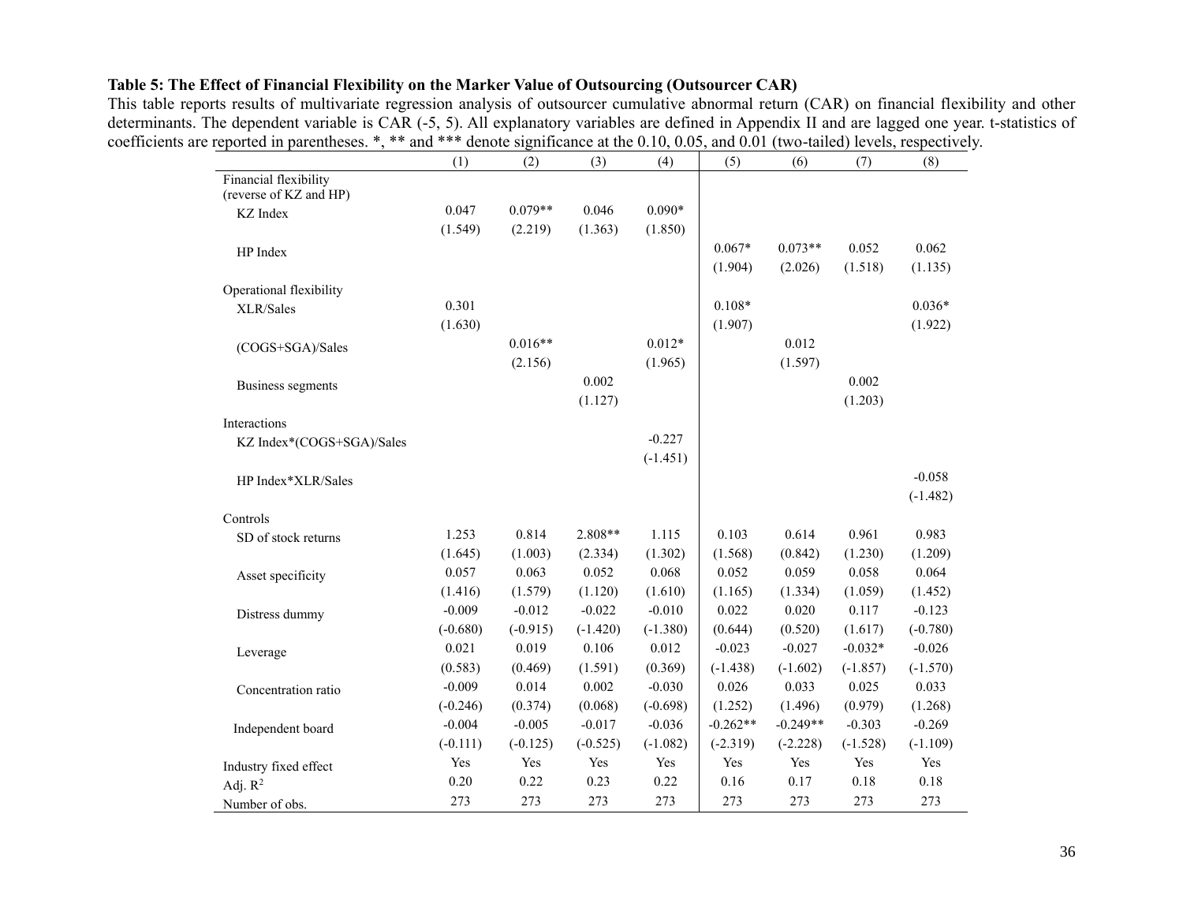**Table 5: The Effect of Financial Flexibility on the Marker Value of Outsourcing (Outsourcer CAR)**

This table reports results of multivariate regression analysis of outsourcer cumulative abnormal return (CAR) on financial flexibility and other determinants. The dependent variable is CAR (-5, 5). All explanatory variables are defined in Appendix II and are lagged one year. t-statistics of coefficients are reported in parentheses. *, ** and *** denote significance at the 0.10, 0.05, and 0.01 (two-tailed) levels, respectively.

| | (1) | (2) | (3) | (4) | (5) | (6) | (7) | (8) |
|---|---|---|---|---|---|---|---|---|
| Financial flexibility (reverse of KZ and HP) | | | | | | | | |
| KZ Index | 0.047 | 0.079** | 0.046 | 0.090* | | | | |
| | (1.549) | (2.219) | (1.363) | (1.850) | | | | |
| HP Index | | | | | 0.067* | 0.073** | 0.052 | 0.062 |
| | | | | | (1.904) | (2.026) | (1.518) | (1.135) |
| Operational flexibility | | | | | | | | |
| XLR/Sales | 0.301 | | | | 0.108* | | | 0.036* |
| | (1.630) | | | | (1.907) | | | (1.922) |
| (COGS+SGA)/Sales | | 0.016** | | 0.012* | | 0.012 | | |
| | | (2.156) | | (1.965) | | (1.597) | | |
| Business segments | | | 0.002 | | | | 0.002 | |
| | | | (1.127) | | | | (1.203) | |
| Interactions | | | | | | | | |
| KZ Index*(COGS+SGA)/Sales | | | | -0.227 | | | | |
| | | | | (-1.451) | | | | |
| HP Index*XLR/Sales | | | | | | | | -0.058 |
| | | | | | | | | (-1.482) |
| Controls | | | | | | | | |
| SD of stock returns | 1.253 | 0.814 | 2.808** | 1.115 | 0.103 | 0.614 | 0.961 | 0.983 |
| | (1.645) | (1.003) | (2.334) | (1.302) | (1.568) | (0.842) | (1.230) | (1.209) |
| Asset specificity | 0.057 | 0.063 | 0.052 | 0.068 | 0.052 | 0.059 | 0.058 | 0.064 |
| | (1.416) | (1.579) | (1.120) | (1.610) | (1.165) | (1.334) | (1.059) | (1.452) |
| Distress dummy | -0.009 | -0.012 | -0.022 | -0.010 | 0.022 | 0.020 | 0.117 | -0.123 |
| | (-0.680) | (-0.915) | (-1.420) | (-1.380) | (0.644) | (0.520) | (1.617) | (-0.780) |
| Leverage | 0.021 | 0.019 | 0.106 | 0.012 | -0.023 | -0.027 | -0.032* | -0.026 |
| | (0.583) | (0.469) | (1.591) | (0.369) | (-1.438) | (-1.602) | (-1.857) | (-1.570) |
| Concentration ratio | -0.009 | 0.014 | 0.002 | -0.030 | 0.026 | 0.033 | 0.025 | 0.033 |
| | (-0.246) | (0.374) | (0.068) | (-0.698) | (1.252) | (1.496) | (0.979) | (1.268) |
| Independent board | -0.004 | -0.005 | -0.017 | -0.036 | -0.262** | -0.249** | -0.303 | -0.269 |
| | (-0.111) | (-0.125) | (-0.525) | (-1.082) | (-2.319) | (-2.228) | (-1.528) | (-1.109) |
| Industry fixed effect | Yes | Yes | Yes | Yes | Yes | Yes | Yes | Yes |
| Adj. $R^2$ | 0.20 | 0.22 | 0.23 | 0.22 | 0.16 | 0.17 | 0.18 | 0.18 |
| Number of obs. | 273 | 273 | 273 | 273 | 273 | 273 | 273 | 273 |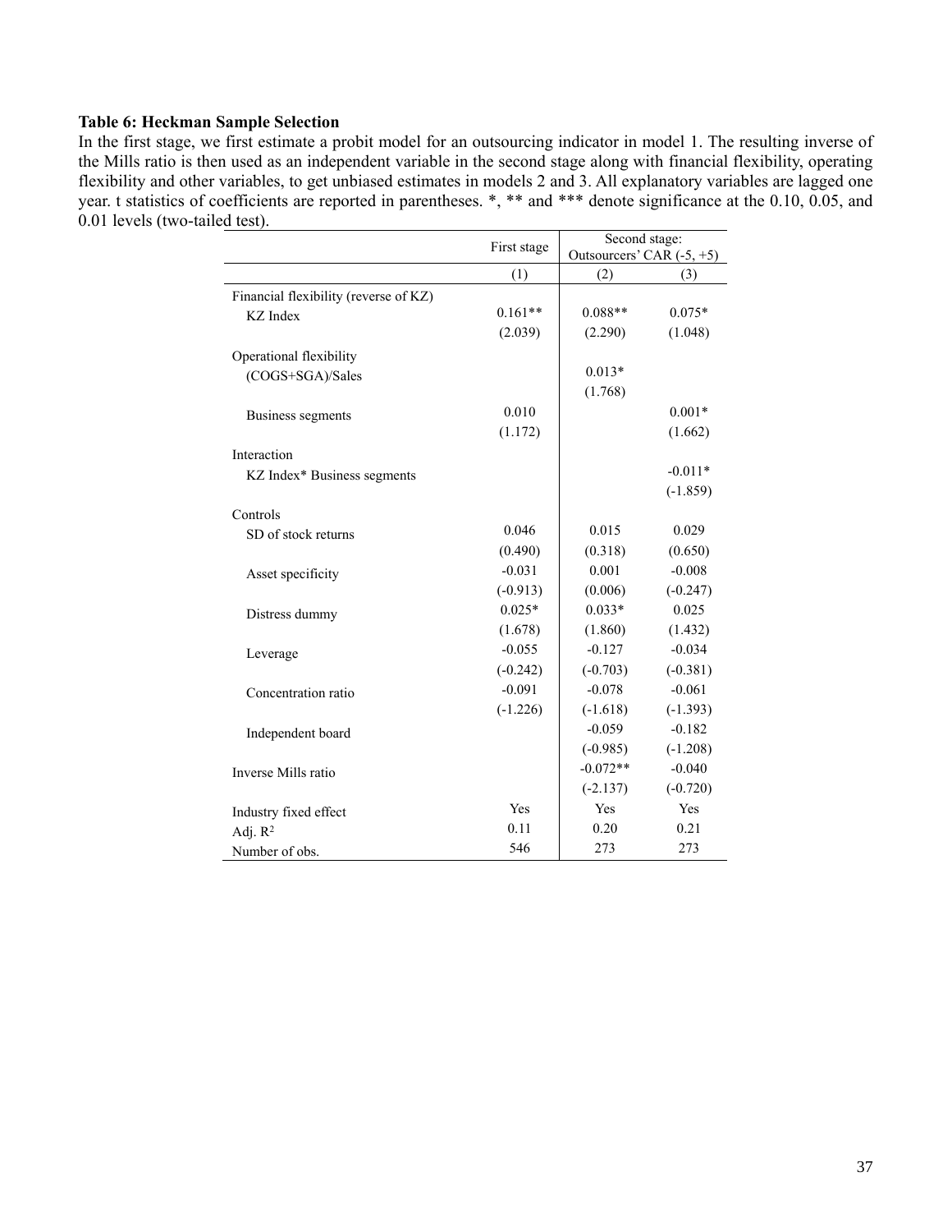**Table 6: Heckman Sample Selection**

In the first stage, we first estimate a probit model for an outsourcing indicator in model 1. The resulting inverse of the Mills ratio is then used as an independent variable in the second stage along with financial flexibility, operating flexibility and other variables, to get unbiased estimates in models 2 and 3. All explanatory variables are lagged one year. t statistics of coefficients are reported in parentheses. *, ** and *** denote significance at the 0.10, 0.05, and 0.01 levels (two-tailed test).

| | First stage | Second stage: Outsourcers' CAR (-5, +5) | |
|---|---|---|---|
| | (1) | (2) | (3) |
| Financial flexibility (reverse of KZ) | | | |
| KZ Index | 0.161** | 0.088** | 0.075* |
| | (2.039) | (2.290) | (1.048) |
| Operational flexibility | | | |
| (COGS+SGA)/Sales | | 0.013* | |
| | | (1.768) | |
| Business segments | 0.010 | | 0.001* |
| | (1.172) | | (1.662) |
| Interaction | | | |
| KZ Index* Business segments | | | -0.011* |
| | | | (-1.859) |
| Controls | | | |
| SD of stock returns | 0.046 | 0.015 | 0.029 |
| | (0.490) | (0.318) | (0.650) |
| Asset specificity | -0.031 | 0.001 | -0.008 |
| | (-0.913) | (0.006) | (-0.247) |
| Distress dummy | 0.025* | 0.033* | 0.025 |
| | (1.678) | (1.860) | (1.432) |
| Leverage | -0.055 | -0.127 | -0.034 |
| | (-0.242) | (-0.703) | (-0.381) |
| Concentration ratio | -0.091 | -0.078 | -0.061 |
| | (-1.226) | (-1.618) | (-1.393) |
| Independent board | | -0.059 | -0.182 |
| | | (-0.985) | (-1.208) |
| Inverse Mills ratio | | -0.072** | -0.040 |
| | | (-2.137) | (-0.720) |
| Industry fixed effect | Yes | Yes | Yes |
| Adj. $R^2$ | 0.11 | 0.20 | 0.21 |
| Number of obs. | 546 | 273 | 273 |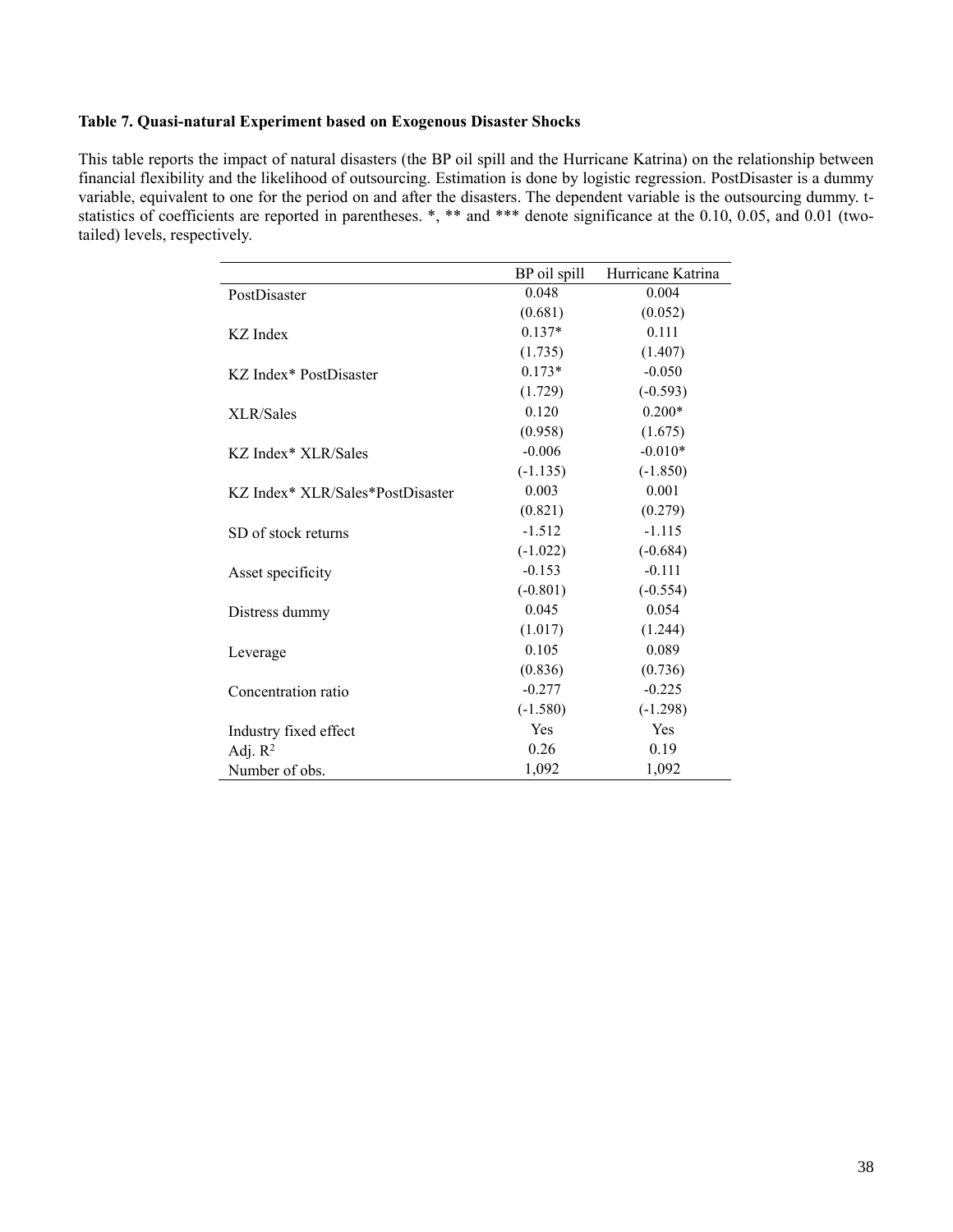**Table 7. Quasi-natural Experiment based on Exogenous Disaster Shocks**

This table reports the impact of natural disasters (the BP oil spill and the Hurricane Katrina) on the relationship between financial flexibility and the likelihood of outsourcing. Estimation is done by logistic regression. PostDisaster is a dummy variable, equivalent to one for the period on and after the disasters. The dependent variable is the outsourcing dummy. t-statistics of coefficients are reported in parentheses. *, ** and *** denote significance at the 0.10, 0.05, and 0.01 (two-tailed) levels, respectively.

| | BP oil spill | Hurricane Katrina |
|---|---|---|
| PostDisaster | 0.048 | 0.004 |
| | (0.681) | (0.052) |
| KZ Index | 0.137* | 0.111 |
| | (1.735) | (1.407) |
| KZ Index* PostDisaster | 0.173* | -0.050 |
| | (1.729) | (-0.593) |
| XLR/Sales | 0.120 | 0.200* |
| | (0.958) | (1.675) |
| KZ Index* XLR/Sales | -0.006 | -0.010* |
| | (-1.135) | (-1.850) |
| KZ Index* XLR/Sales*PostDisaster | 0.003 | 0.001 |
| | (0.821) | (0.279) |
| SD of stock returns | -1.512 | -1.115 |
| | (-1.022) | (-0.684) |
| Asset specificity | -0.153 | -0.111 |
| | (-0.801) | (-0.554) |
| Distress dummy | 0.045 | 0.054 |
| | (1.017) | (1.244) |
| Leverage | 0.105 | 0.089 |
| | (0.836) | (0.736) |
| Concentration ratio | -0.277 | -0.225 |
| | (-1.580) | (-1.298) |
| Industry fixed effect | Yes | Yes |
| Adj. $R^2$ | 0.26 | 0.19 |
| Number of obs. | 1,092 | 1,092 |